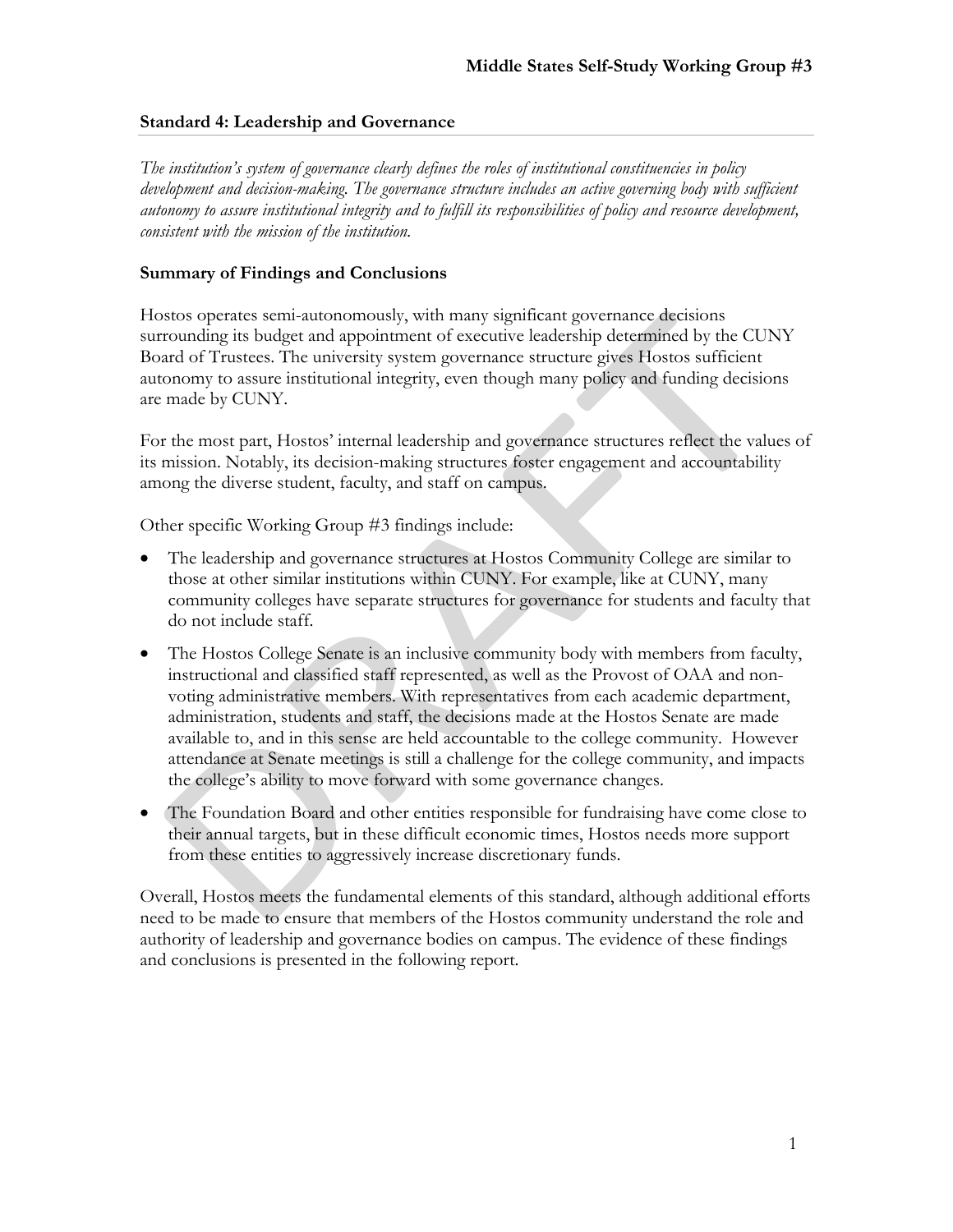## Standard 4: Leadership and Governance

*The institution's system of governance clearly defines the roles of institutional constituencies in policy development and decision-making. The governance structure includes an active governing body with sufficient autonomy to assure institutional integrity and to fulfill its responsibilities of policy and resource development, consistent with the mission of the institution.*

### Summary of Findings and Conclusions

Hostos operates semi-autonomously, with many significant governance decisions surrounding its budget and appointment of executive leadership determined by the CUNY Board of Trustees. The university system governance structure gives Hostos sufficient autonomy to assure institutional integrity, even though many policy and funding decisions are made by CUNY.

For the most part, Hostos' internal leadership and governance structures reflect the values of its mission. Notably, its decision-making structures foster engagement and accountability among the diverse student, faculty, and staff on campus.

Other specific Working Group #3 findings include:

- The leadership and governance structures at Hostos Community College are similar to those at other similar institutions within CUNY. For example, like at CUNY, many community colleges have separate structures for governance for students and faculty that do not include staff.
- The Hostos College Senate is an inclusive community body with members from faculty, instructional and classified staff represented, as well as the Provost of OAA and non-voting administrative members. With representatives from each academic department, administration, students and staff, the decisions made at the Hostos Senate are made available to, and in this sense are held accountable to the college community. However attendance at Senate meetings is still a challenge for the college community, and impacts the college's ability to move forward with some governance changes.
- The Foundation Board and other entities responsible for fundraising have come close to their annual targets, but in these difficult economic times, Hostos needs more support from these entities to aggressively increase discretionary funds.

Overall, Hostos meets the fundamental elements of this standard, although additional efforts need to be made to ensure that members of the Hostos community understand the role and authority of leadership and governance bodies on campus. The evidence of these findings and conclusions is presented in the following report.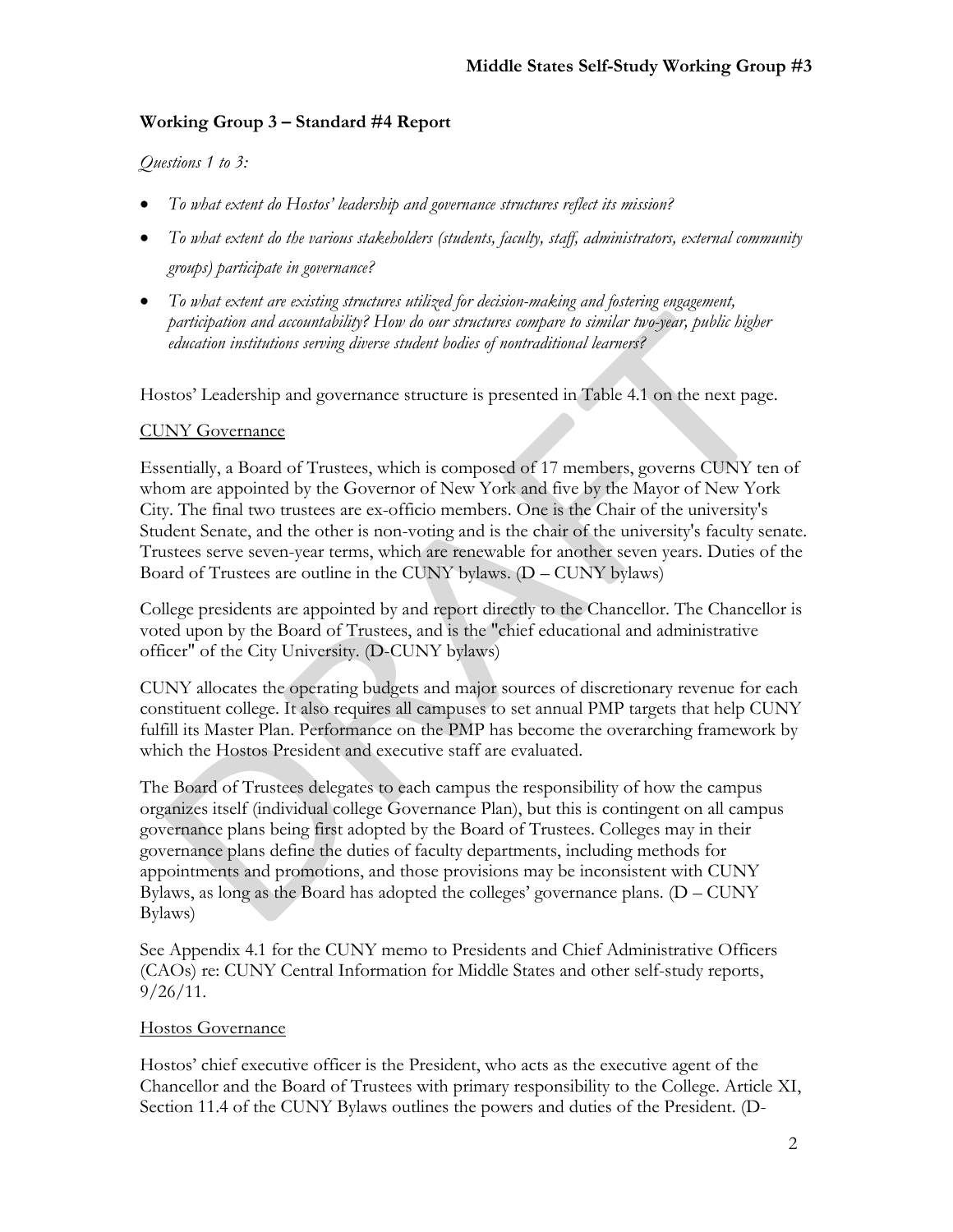## Working Group 3 – Standard #4 Report

*Questions 1 to 3:*

- *To what extent do Hostos' leadership and governance structures reflect its mission?*
- *To what extent do the various stakeholders (students, faculty, staff, administrators, external community groups) participate in governance?*
- *To what extent are existing structures utilized for decision-making and fostering engagement, participation and accountability? How do our structures compare to similar two-year, public higher education institutions serving diverse student bodies of nontraditional learners?*

Hostos' Leadership and governance structure is presented in Table 4.1 on the next page.

### CUNY Governance

Essentially, a Board of Trustees, which is composed of 17 members, governs CUNY ten of whom are appointed by the Governor of New York and five by the Mayor of New York City. The final two trustees are ex-officio members. One is the Chair of the university's Student Senate, and the other is non-voting and is the chair of the university's faculty senate. Trustees serve seven-year terms, which are renewable for another seven years. Duties of the Board of Trustees are outline in the CUNY bylaws. (D – CUNY bylaws)

College presidents are appointed by and report directly to the Chancellor. The Chancellor is voted upon by the Board of Trustees, and is the "chief educational and administrative officer" of the City University. (D-CUNY bylaws)

CUNY allocates the operating budgets and major sources of discretionary revenue for each constituent college. It also requires all campuses to set annual PMP targets that help CUNY fulfill its Master Plan. Performance on the PMP has become the overarching framework by which the Hostos President and executive staff are evaluated.

The Board of Trustees delegates to each campus the responsibility of how the campus organizes itself (individual college Governance Plan), but this is contingent on all campus governance plans being first adopted by the Board of Trustees. Colleges may in their governance plans define the duties of faculty departments, including methods for appointments and promotions, and those provisions may be inconsistent with CUNY Bylaws, as long as the Board has adopted the colleges' governance plans. (D – CUNY Bylaws)

See Appendix 4.1 for the CUNY memo to Presidents and Chief Administrative Officers (CAOs) re: CUNY Central Information for Middle States and other self-study reports, 9/26/11.

### Hostos Governance

Hostos' chief executive officer is the President, who acts as the executive agent of the Chancellor and the Board of Trustees with primary responsibility to the College. Article XI, Section 11.4 of the CUNY Bylaws outlines the powers and duties of the President. (D-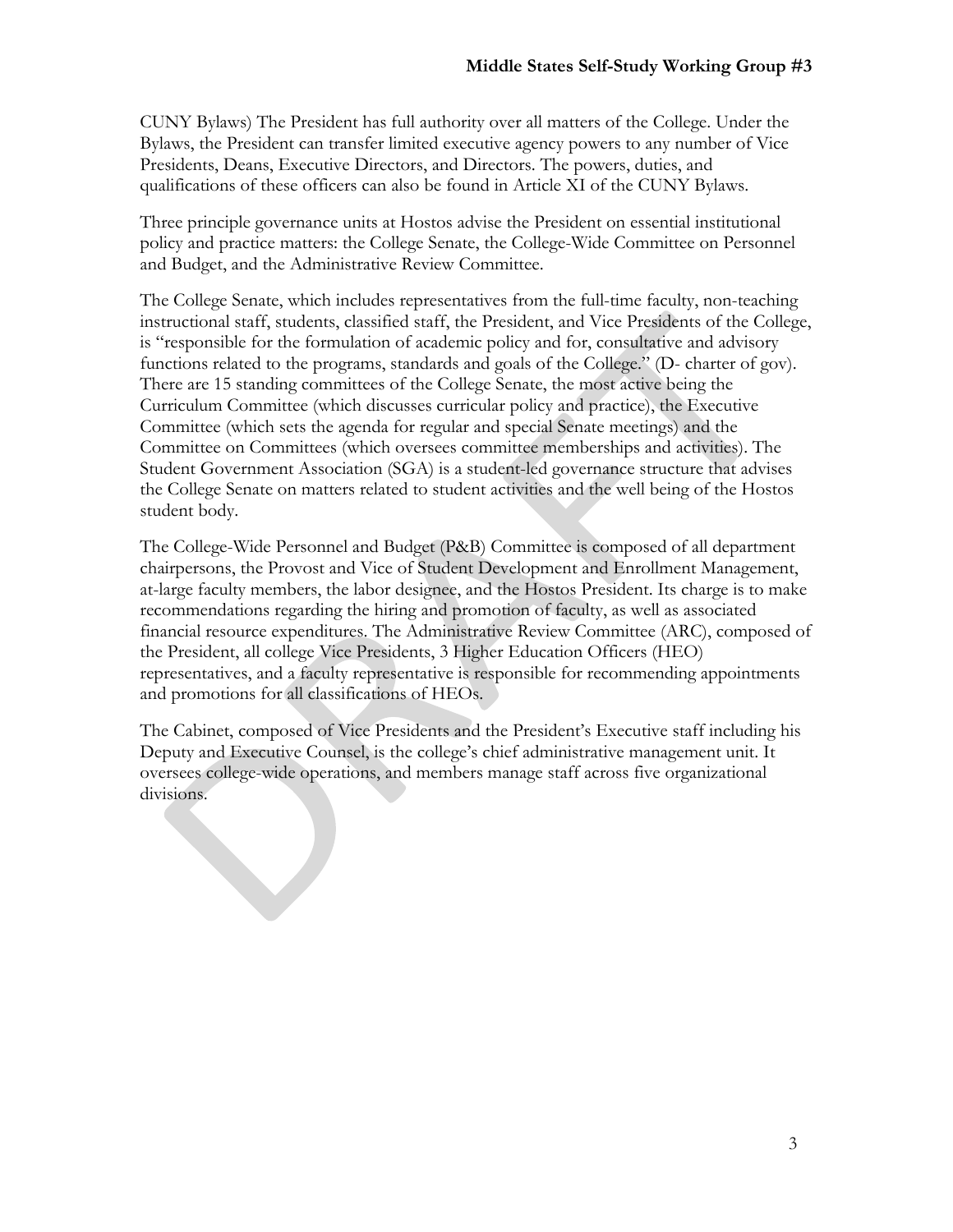CUNY Bylaws) The President has full authority over all matters of the College. Under the Bylaws, the President can transfer limited executive agency powers to any number of Vice Presidents, Deans, Executive Directors, and Directors. The powers, duties, and qualifications of these officers can also be found in Article XI of the CUNY Bylaws.

Three principle governance units at Hostos advise the President on essential institutional policy and practice matters: the College Senate, the College-Wide Committee on Personnel and Budget, and the Administrative Review Committee.

The College Senate, which includes representatives from the full-time faculty, non-teaching instructional staff, students, classified staff, the President, and Vice Presidents of the College, is "responsible for the formulation of academic policy and for, consultative and advisory functions related to the programs, standards and goals of the College." (D- charter of gov). There are 15 standing committees of the College Senate, the most active being the Curriculum Committee (which discusses curricular policy and practice), the Executive Committee (which sets the agenda for regular and special Senate meetings) and the Committee on Committees (which oversees committee memberships and activities). The Student Government Association (SGA) is a student-led governance structure that advises the College Senate on matters related to student activities and the well being of the Hostos student body.

The College-Wide Personnel and Budget (P&B) Committee is composed of all department chairpersons, the Provost and Vice of Student Development and Enrollment Management, at-large faculty members, the labor designee, and the Hostos President. Its charge is to make recommendations regarding the hiring and promotion of faculty, as well as associated financial resource expenditures. The Administrative Review Committee (ARC), composed of the President, all college Vice Presidents, 3 Higher Education Officers (HEO) representatives, and a faculty representative is responsible for recommending appointments and promotions for all classifications of HEOs.

The Cabinet, composed of Vice Presidents and the President's Executive staff including his Deputy and Executive Counsel, is the college's chief administrative management unit. It oversees college-wide operations, and members manage staff across five organizational divisions.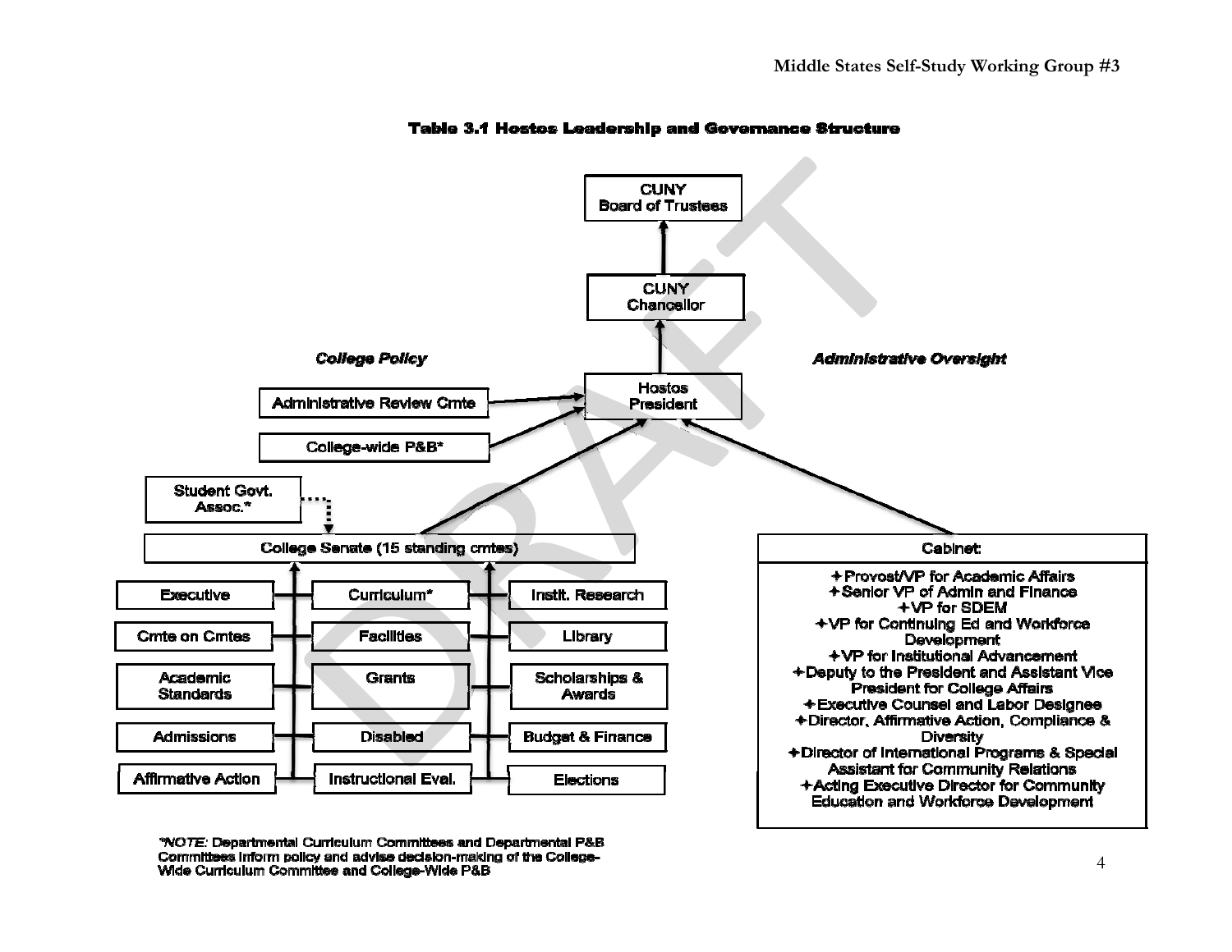### Table 3.1 Hostos Leadership and Governance Structure

**CUNY Board of Trustees**

↑

**CUNY Chancellor**

↑

**Hostos President**

*College Policy* | *Administrative Oversight*

Reporting to the Hostos President:

- Administrative Review Cmte
- College-wide P&B*
- College Senate (15 standing cmtes)
- Cabinet

Student Govt. Assoc.* (dotted line to College Senate)

**College Senate (15 standing cmtes):**

| | | |
|---|---|---|
| Executive | Curriculum* | Instit. Research |
| Cmte on Cmtes | Facilities | Library |
| Academic Standards | Grants | Scholarships & Awards |
| Admissions | Disabled | Budget & Finance |
| Affirmative Action | Instructional Eval. | Elections |

**Cabinet:**

- Provost/VP for Academic Affairs
- Senior VP of Admin and Finance
- VP for SDEM
- VP for Continuing Ed and Workforce Development
- VP for Institutional Advancement
- Deputy to the President and Assistant Vice President for College Affairs
- Executive Counsel and Labor Designee
- Director, Affirmative Action, Compliance & Diversity
- Director of International Programs & Special Assistant for Community Relations
- Acting Executive Director for Community Education and Workforce Development

*NOTE: Departmental Curriculum Committees and Departmental P&B Committees inform policy and advise decision-making of the College-Wide Curriculum Committee and College-Wide P&B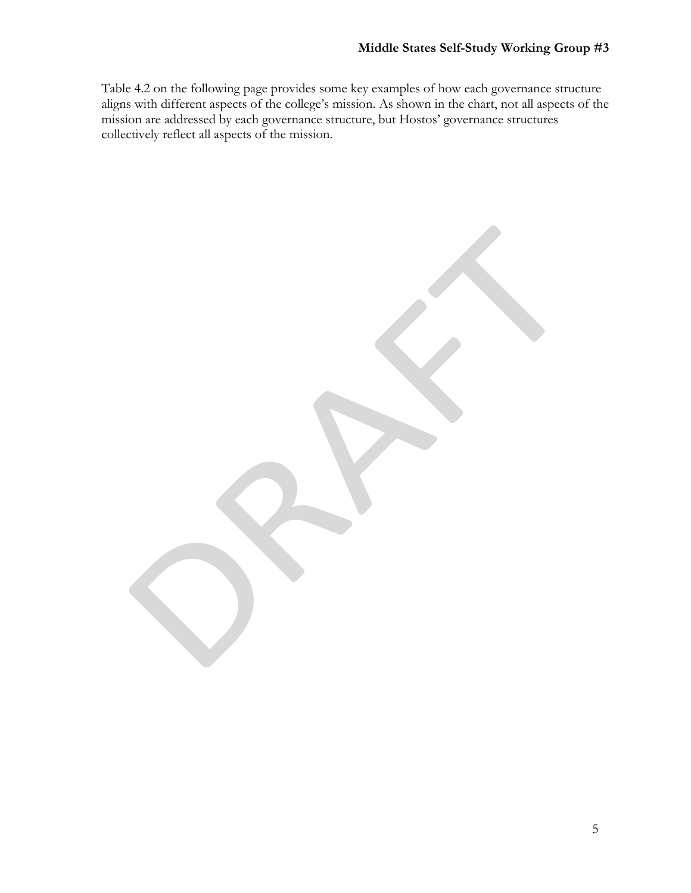Table 4.2 on the following page provides some key examples of how each governance structure aligns with different aspects of the college's mission. As shown in the chart, not all aspects of the mission are addressed by each governance structure, but Hostos' governance structures collectively reflect all aspects of the mission.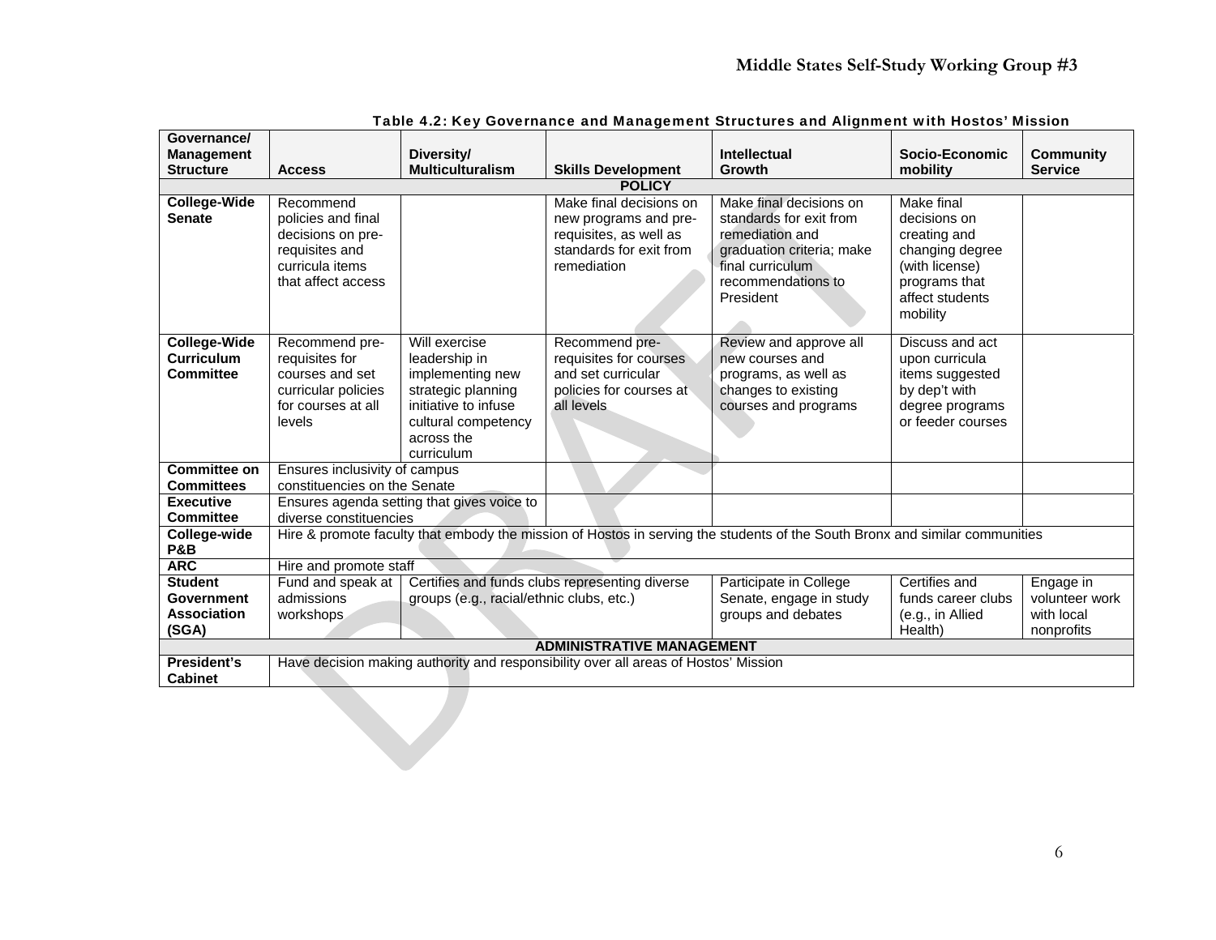Table 4.2: Key Governance and Management Structures and Alignment with Hostos' Mission

| Governance/ Management Structure | Access | Diversity/ Multiculturalism | Skills Development | Intellectual Growth | Socio-Economic mobility | Community Service |
|---|---|---|---|---|---|---|
| **POLICY** | | | | | | |
| **College-Wide Senate** | Recommend policies and final decisions on pre-requisites and curricula items that affect access | | Make final decisions on new programs and pre-requisites, as well as standards for exit from remediation | Make final decisions on standards for exit from remediation and graduation criteria; make final curriculum recommendations to President | Make final decisions on creating and changing degree (with license) programs that affect students mobility | |
| **College-Wide Curriculum Committee** | Recommend pre-requisites for courses and set curricular policies for courses at all levels | Will exercise leadership in implementing new strategic planning initiative to infuse cultural competency across the curriculum | Recommend pre-requisites for courses and set curricular policies for courses at all levels | Review and approve all new courses and programs, as well as changes to existing courses and programs | Discuss and act upon curricula items suggested by dep't with degree programs or feeder courses | |
| **Committee on Committees** | Ensures inclusivity of campus constituencies on the Senate | | | | | |
| **Executive Committee** | Ensures agenda setting that gives voice to diverse constituencies | | | | | |
| **College-wide P&B** | Hire & promote faculty that embody the mission of Hostos in serving the students of the South Bronx and similar communities | | | | | |
| **ARC** | Hire and promote staff | | | | | |
| **Student Government Association (SGA)** | Fund and speak at admissions workshops | Certifies and funds clubs representing diverse groups (e.g., racial/ethnic clubs, etc.) | | Participate in College Senate, engage in study groups and debates | Certifies and funds career clubs (e.g., in Allied Health) | Engage in volunteer work with local nonprofits |
| **ADMINISTRATIVE MANAGEMENT** | | | | | | |
| **President's Cabinet** | Have decision making authority and responsibility over all areas of Hostos' Mission | | | | | |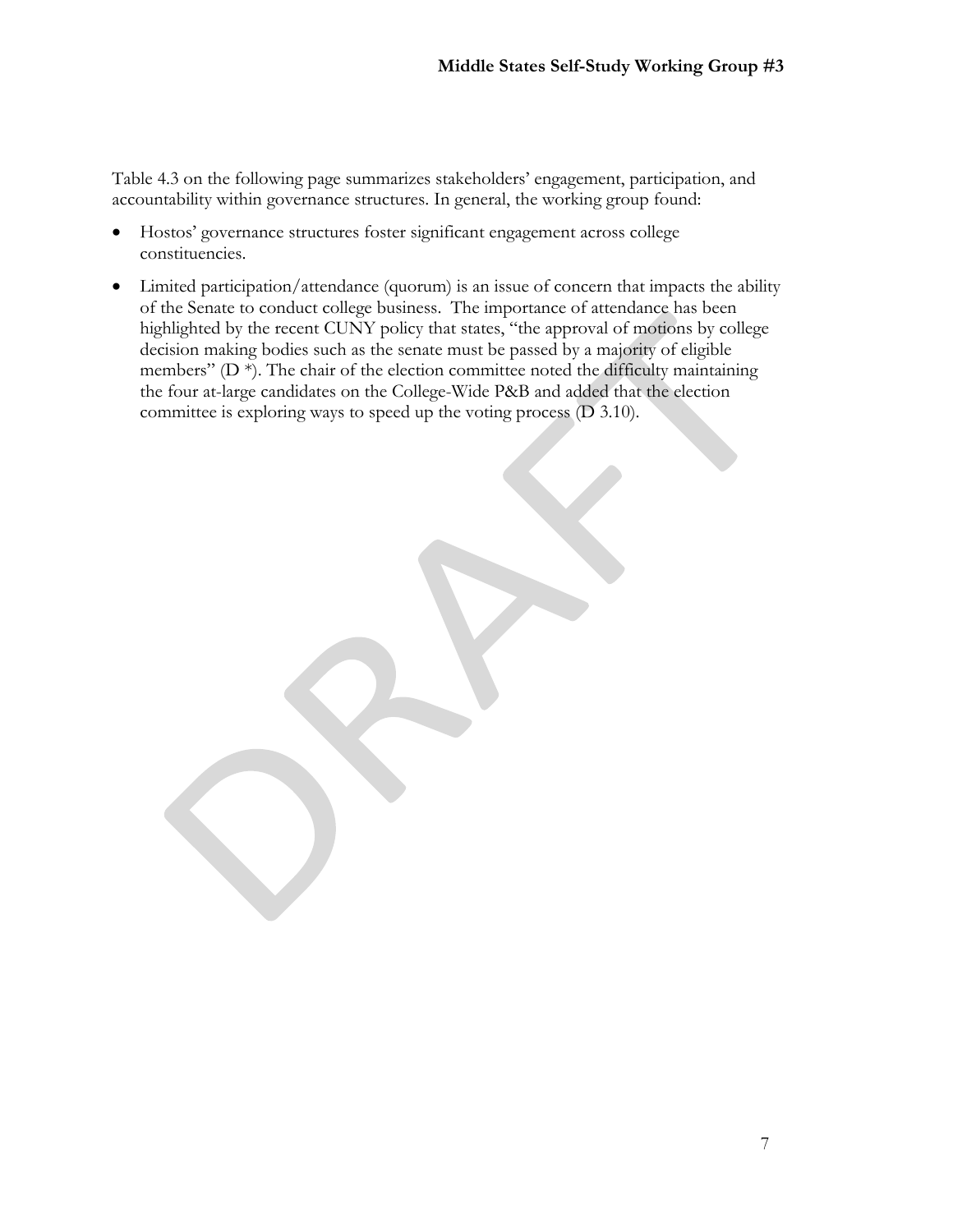Table 4.3 on the following page summarizes stakeholders' engagement, participation, and accountability within governance structures. In general, the working group found:

- Hostos' governance structures foster significant engagement across college constituencies.
- Limited participation/attendance (quorum) is an issue of concern that impacts the ability of the Senate to conduct college business. The importance of attendance has been highlighted by the recent CUNY policy that states, "the approval of motions by college decision making bodies such as the senate must be passed by a majority of eligible members" (D *). The chair of the election committee noted the difficulty maintaining the four at-large candidates on the College-Wide P&B and added that the election committee is exploring ways to speed up the voting process (D 3.10).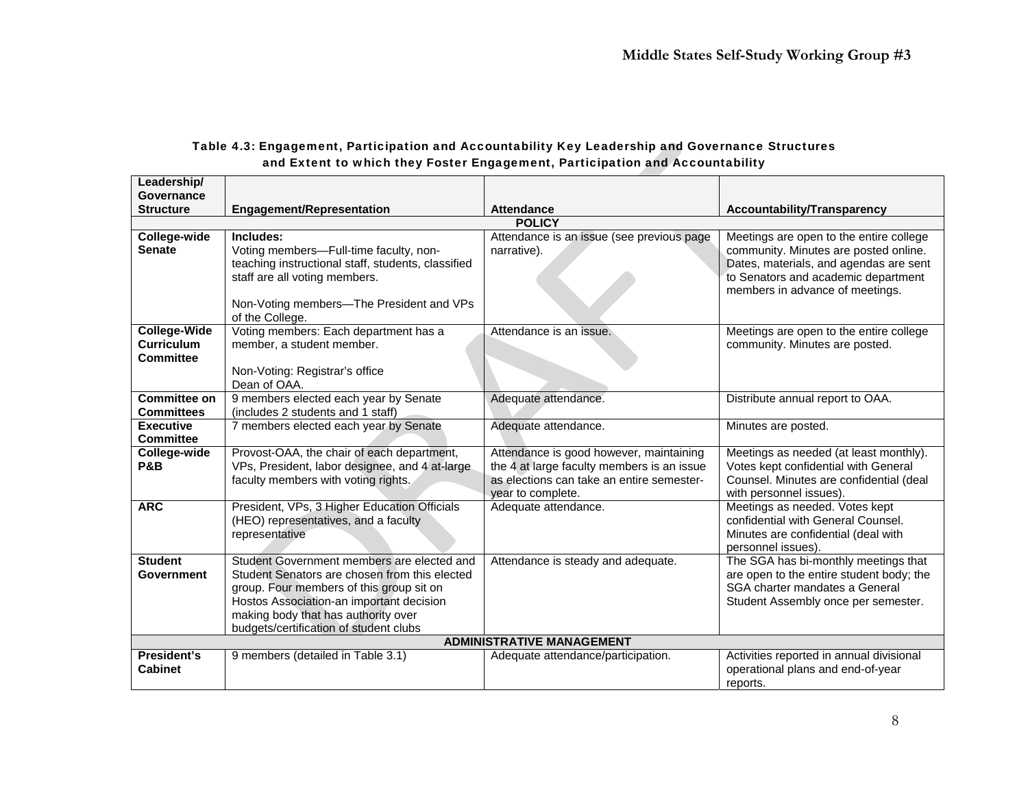**Table 4.3: Engagement, Participation and Accountability Key Leadership and Governance Structures and Extent to which they Foster Engagement, Participation and Accountability**

| Leadership/ Governance Structure | Engagement/Representation | Attendance | Accountability/Transparency |
|---|---|---|---|
| | | **POLICY** | |
| **College-wide Senate** | **Includes:** Voting members—Full-time faculty, non-teaching instructional staff, students, classified staff are all voting members. Non-Voting members—The President and VPs of the College. | Attendance is an issue (see previous page narrative). | Meetings are open to the entire college community. Minutes are posted online. Dates, materials, and agendas are sent to Senators and academic department members in advance of meetings. |
| **College-Wide Curriculum Committee** | Voting members: Each department has a member, a student member. Non-Voting: Registrar's office Dean of OAA. | Attendance is an issue. | Meetings are open to the entire college community. Minutes are posted. |
| **Committee on Committees** | 9 members elected each year by Senate (includes 2 students and 1 staff) | Adequate attendance. | Distribute annual report to OAA. |
| **Executive Committee** | 7 members elected each year by Senate | Adequate attendance. | Minutes are posted. |
| **College-wide P&B** | Provost-OAA, the chair of each department, VPs, President, labor designee, and 4 at-large faculty members with voting rights. | Attendance is good however, maintaining the 4 at large faculty members is an issue as elections can take an entire semester-year to complete. | Meetings as needed (at least monthly). Votes kept confidential with General Counsel. Minutes are confidential (deal with personnel issues). |
| **ARC** | President, VPs, 3 Higher Education Officials (HEO) representatives, and a faculty representative | Adequate attendance. | Meetings as needed. Votes kept confidential with General Counsel. Minutes are confidential (deal with personnel issues). |
| **Student Government** | Student Government members are elected and Student Senators are chosen from this elected group. Four members of this group sit on Hostos Association-an important decision making body that has authority over budgets/certification of student clubs | Attendance is steady and adequate. | The SGA has bi-monthly meetings that are open to the entire student body; the SGA charter mandates a General Student Assembly once per semester. |
| | | **ADMINISTRATIVE MANAGEMENT** | |
| **President's Cabinet** | 9 members (detailed in Table 3.1) | Adequate attendance/participation. | Activities reported in annual divisional operational plans and end-of-year reports. |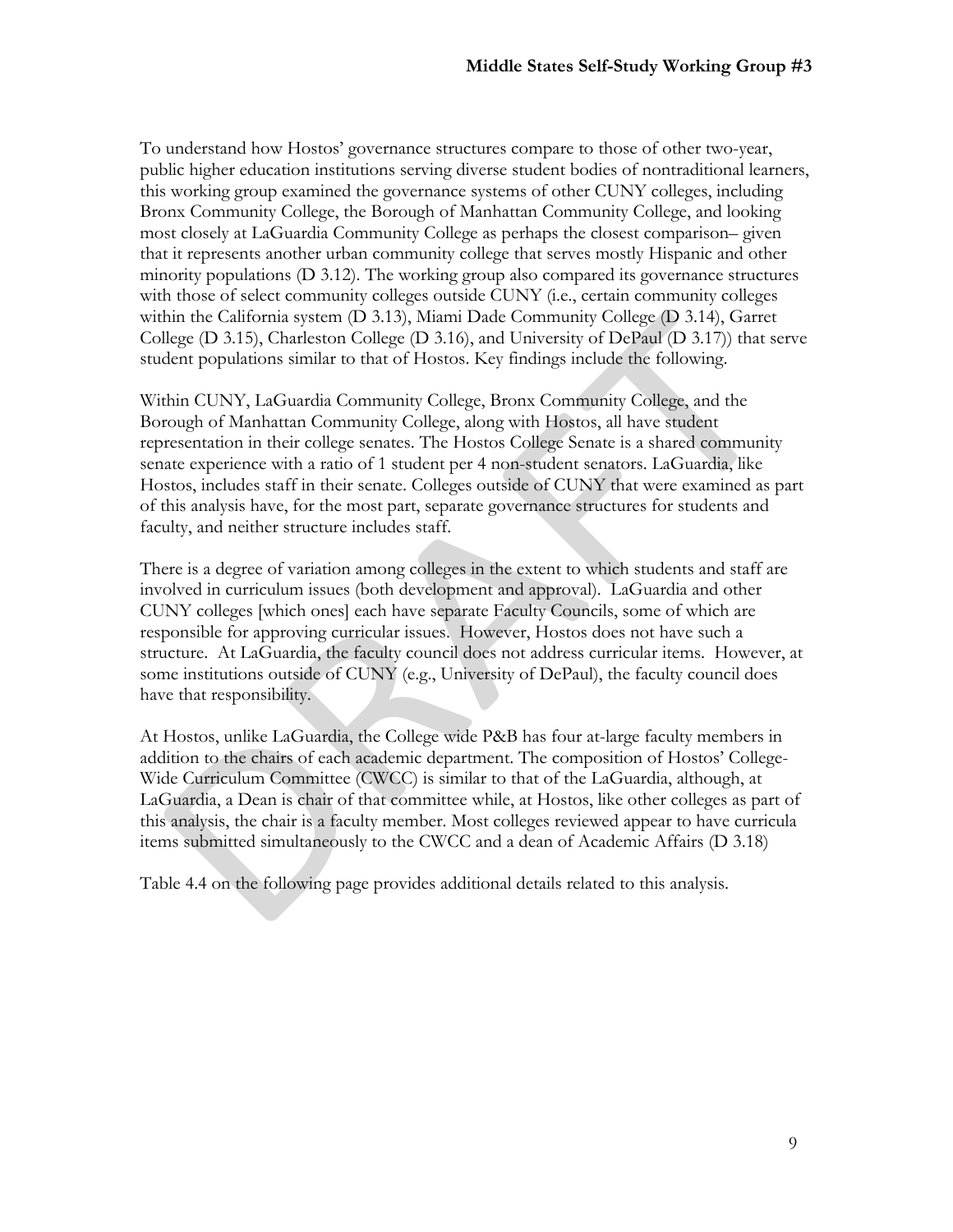To understand how Hostos' governance structures compare to those of other two-year, public higher education institutions serving diverse student bodies of nontraditional learners, this working group examined the governance systems of other CUNY colleges, including Bronx Community College, the Borough of Manhattan Community College, and looking most closely at LaGuardia Community College as perhaps the closest comparison– given that it represents another urban community college that serves mostly Hispanic and other minority populations (D 3.12). The working group also compared its governance structures with those of select community colleges outside CUNY (i.e., certain community colleges within the California system (D 3.13), Miami Dade Community College (D 3.14), Garret College (D 3.15), Charleston College (D 3.16), and University of DePaul (D 3.17)) that serve student populations similar to that of Hostos. Key findings include the following.

Within CUNY, LaGuardia Community College, Bronx Community College, and the Borough of Manhattan Community College, along with Hostos, all have student representation in their college senates. The Hostos College Senate is a shared community senate experience with a ratio of 1 student per 4 non-student senators. LaGuardia, like Hostos, includes staff in their senate. Colleges outside of CUNY that were examined as part of this analysis have, for the most part, separate governance structures for students and faculty, and neither structure includes staff.

There is a degree of variation among colleges in the extent to which students and staff are involved in curriculum issues (both development and approval). LaGuardia and other CUNY colleges [which ones] each have separate Faculty Councils, some of which are responsible for approving curricular issues. However, Hostos does not have such a structure. At LaGuardia, the faculty council does not address curricular items. However, at some institutions outside of CUNY (e.g., University of DePaul), the faculty council does have that responsibility.

At Hostos, unlike LaGuardia, the College wide P&B has four at-large faculty members in addition to the chairs of each academic department. The composition of Hostos' College-Wide Curriculum Committee (CWCC) is similar to that of the LaGuardia, although, at LaGuardia, a Dean is chair of that committee while, at Hostos, like other colleges as part of this analysis, the chair is a faculty member. Most colleges reviewed appear to have curricula items submitted simultaneously to the CWCC and a dean of Academic Affairs (D 3.18)

Table 4.4 on the following page provides additional details related to this analysis.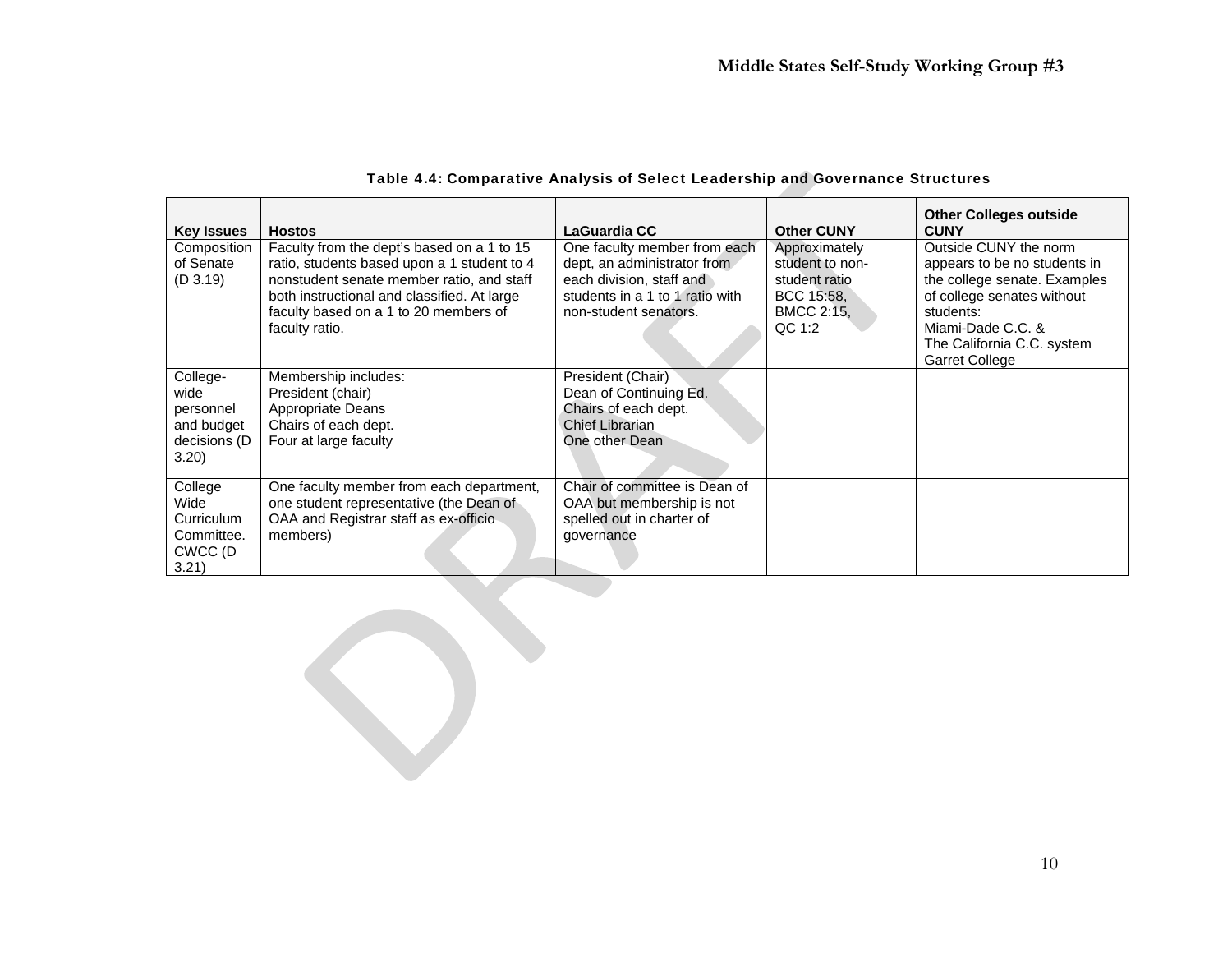**Table 4.4: Comparative Analysis of Select Leadership and Governance Structures**

| Key Issues | Hostos | LaGuardia CC | Other CUNY | Other Colleges outside CUNY |
|---|---|---|---|---|
| Composition of Senate (D 3.19) | Faculty from the dept's based on a 1 to 15 ratio, students based upon a 1 student to 4 nonstudent senate member ratio, and staff both instructional and classified. At large faculty based on a 1 to 20 members of faculty ratio. | One faculty member from each dept, an administrator from each division, staff and students in a 1 to 1 ratio with non-student senators. | Approximately student to non-student ratio BCC 15:58, BMCC 2:15, QC 1:2 | Outside CUNY the norm appears to be no students in the college senate. Examples of college senates without students: Miami-Dade C.C. & The California C.C. system Garret College |
| College-wide personnel and budget decisions (D 3.20) | Membership includes: President (chair) Appropriate Deans Chairs of each dept. Four at large faculty | President (Chair) Dean of Continuing Ed. Chairs of each dept. Chief Librarian One other Dean | | |
| College Wide Curriculum Committee. CWCC (D 3.21) | One faculty member from each department, one student representative (the Dean of OAA and Registrar staff as ex-officio members) | Chair of committee is Dean of OAA but membership is not spelled out in charter of governance | | |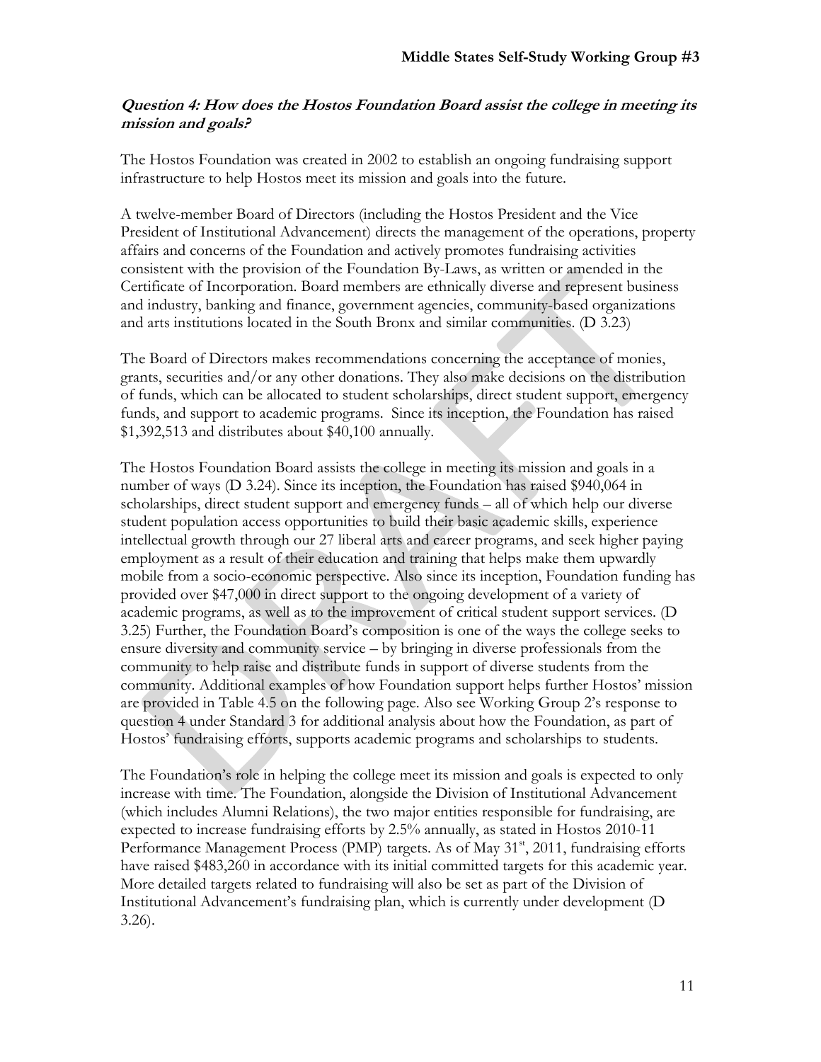***Question 4: How does the Hostos Foundation Board assist the college in meeting its mission and goals?***

The Hostos Foundation was created in 2002 to establish an ongoing fundraising support infrastructure to help Hostos meet its mission and goals into the future.

A twelve-member Board of Directors (including the Hostos President and the Vice President of Institutional Advancement) directs the management of the operations, property affairs and concerns of the Foundation and actively promotes fundraising activities consistent with the provision of the Foundation By-Laws, as written or amended in the Certificate of Incorporation. Board members are ethnically diverse and represent business and industry, banking and finance, government agencies, community-based organizations and arts institutions located in the South Bronx and similar communities. (D 3.23)

The Board of Directors makes recommendations concerning the acceptance of monies, grants, securities and/or any other donations. They also make decisions on the distribution of funds, which can be allocated to student scholarships, direct student support, emergency funds, and support to academic programs. Since its inception, the Foundation has raised $1,392,513 and distributes about $40,100 annually.

The Hostos Foundation Board assists the college in meeting its mission and goals in a number of ways (D 3.24). Since its inception, the Foundation has raised $940,064 in scholarships, direct student support and emergency funds – all of which help our diverse student population access opportunities to build their basic academic skills, experience intellectual growth through our 27 liberal arts and career programs, and seek higher paying employment as a result of their education and training that helps make them upwardly mobile from a socio-economic perspective. Also since its inception, Foundation funding has provided over $47,000 in direct support to the ongoing development of a variety of academic programs, as well as to the improvement of critical student support services. (D 3.25) Further, the Foundation Board's composition is one of the ways the college seeks to ensure diversity and community service – by bringing in diverse professionals from the community to help raise and distribute funds in support of diverse students from the community. Additional examples of how Foundation support helps further Hostos' mission are provided in Table 4.5 on the following page. Also see Working Group 2's response to question 4 under Standard 3 for additional analysis about how the Foundation, as part of Hostos' fundraising efforts, supports academic programs and scholarships to students.

The Foundation's role in helping the college meet its mission and goals is expected to only increase with time. The Foundation, alongside the Division of Institutional Advancement (which includes Alumni Relations), the two major entities responsible for fundraising, are expected to increase fundraising efforts by 2.5% annually, as stated in Hostos 2010-11 Performance Management Process (PMP) targets. As of May 31st, 2011, fundraising efforts have raised $483,260 in accordance with its initial committed targets for this academic year. More detailed targets related to fundraising will also be set as part of the Division of Institutional Advancement's fundraising plan, which is currently under development (D 3.26).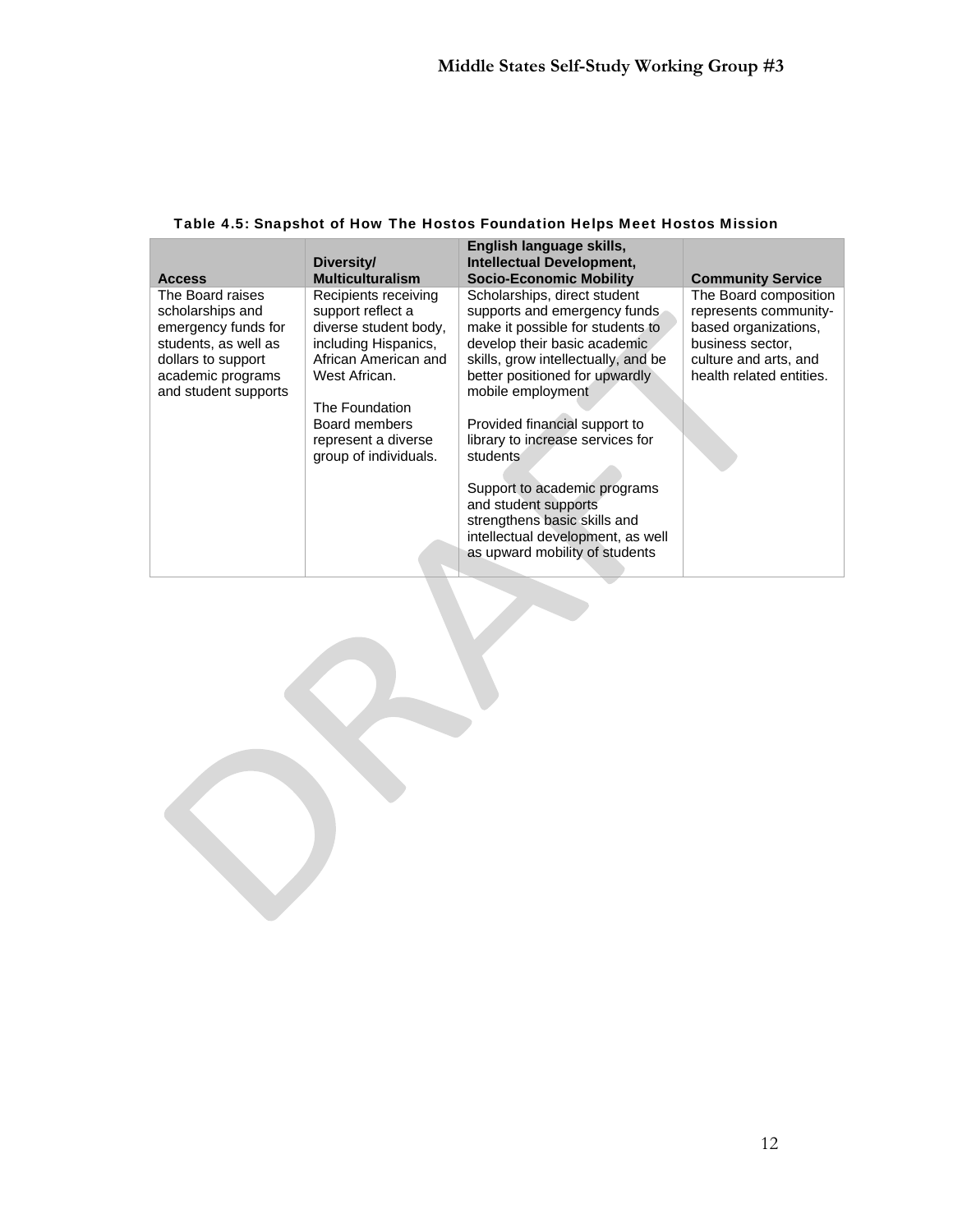**Table 4.5: Snapshot of How The Hostos Foundation Helps Meet Hostos Mission**

| Access | Diversity/ Multiculturalism | English language skills, Intellectual Development, Socio-Economic Mobility | Community Service |
|---|---|---|---|
| The Board raises scholarships and emergency funds for students, as well as dollars to support academic programs and student supports | Recipients receiving support reflect a diverse student body, including Hispanics, African American and West African.<br><br>The Foundation Board members represent a diverse group of individuals. | Scholarships, direct student supports and emergency funds make it possible for students to develop their basic academic skills, grow intellectually, and be better positioned for upwardly mobile employment<br><br>Provided financial support to library to increase services for students<br><br>Support to academic programs and student supports strengthens basic skills and intellectual development, as well as upward mobility of students | The Board composition represents community-based organizations, business sector, culture and arts, and health related entities. |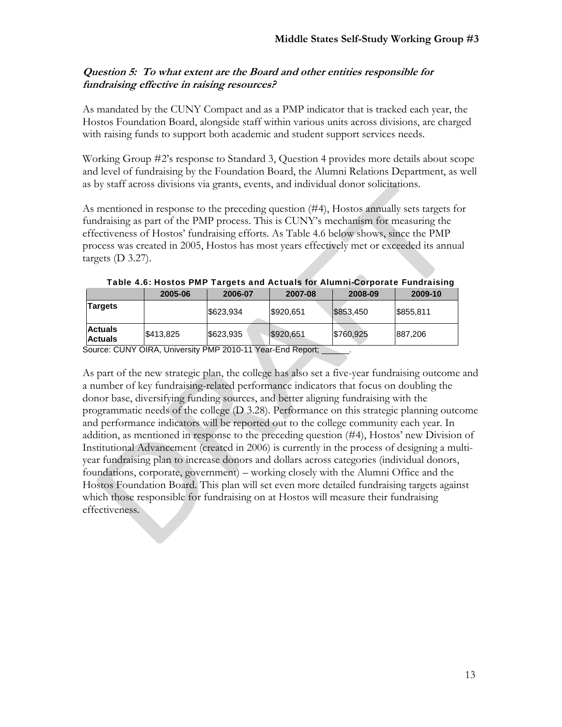***Question 5: To what extent are the Board and other entities responsible for fundraising effective in raising resources?***

As mandated by the CUNY Compact and as a PMP indicator that is tracked each year, the Hostos Foundation Board, alongside staff within various units across divisions, are charged with raising funds to support both academic and student support services needs.

Working Group #2's response to Standard 3, Question 4 provides more details about scope and level of fundraising by the Foundation Board, the Alumni Relations Department, as well as by staff across divisions via grants, events, and individual donor solicitations.

As mentioned in response to the preceding question (#4), Hostos annually sets targets for fundraising as part of the PMP process. This is CUNY's mechanism for measuring the effectiveness of Hostos' fundraising efforts. As Table 4.6 below shows, since the PMP process was created in 2005, Hostos has most years effectively met or exceeded its annual targets (D 3.27).

**Table 4.6: Hostos PMP Targets and Actuals for Alumni-Corporate Fundraising**

| | 2005-06 | 2006-07 | 2007-08 | 2008-09 | 2009-10 |
|---|---|---|---|---|---|
| **Targets** | | $623,934 | $920,651 | $853,450 | $855,811 |
| **Actuals Actuals** | $413,825 | $623,935 | $920,651 | $760,925 | 887,206 |

Source: CUNY OIRA, University PMP 2010-11 Year-End Report; ______.

As part of the new strategic plan, the college has also set a five-year fundraising outcome and a number of key fundraising-related performance indicators that focus on doubling the donor base, diversifying funding sources, and better aligning fundraising with the programmatic needs of the college (D 3.28). Performance on this strategic planning outcome and performance indicators will be reported out to the college community each year. In addition, as mentioned in response to the preceding question (#4), Hostos' new Division of Institutional Advancement (created in 2006) is currently in the process of designing a multi-year fundraising plan to increase donors and dollars across categories (individual donors, foundations, corporate, government) – working closely with the Alumni Office and the Hostos Foundation Board. This plan will set even more detailed fundraising targets against which those responsible for fundraising on at Hostos will measure their fundraising effectiveness.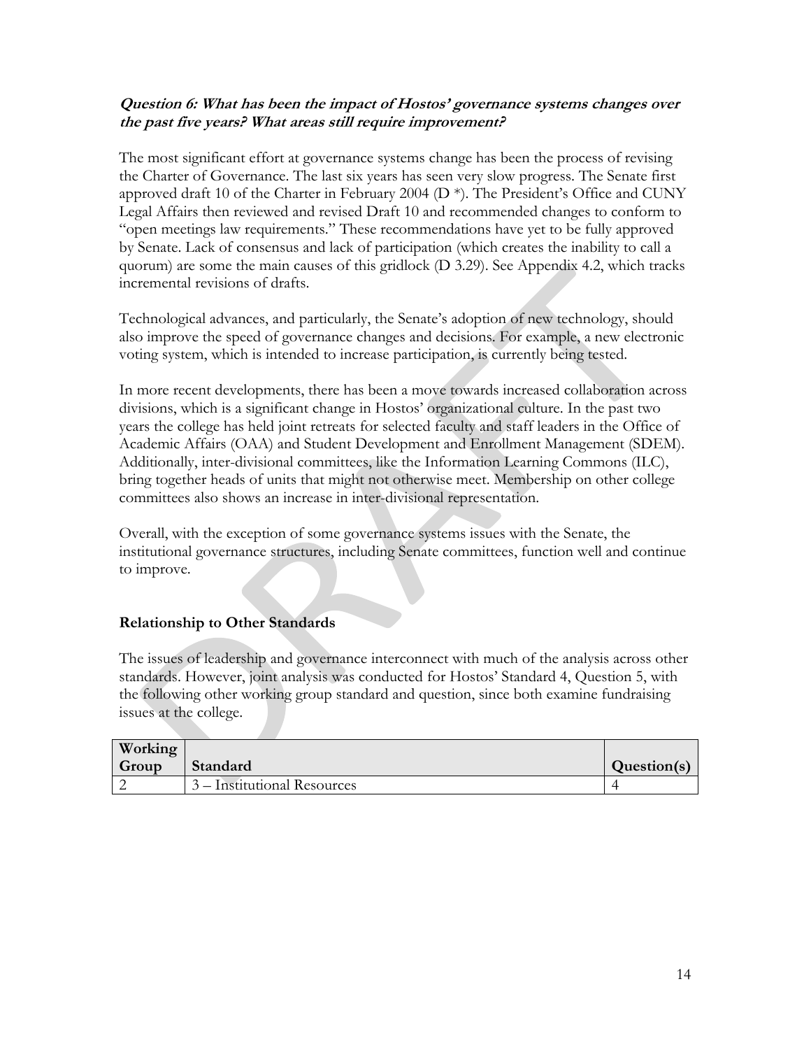***Question 6: What has been the impact of Hostos' governance systems changes over the past five years? What areas still require improvement?***

The most significant effort at governance systems change has been the process of revising the Charter of Governance. The last six years has seen very slow progress. The Senate first approved draft 10 of the Charter in February 2004 (D *). The President's Office and CUNY Legal Affairs then reviewed and revised Draft 10 and recommended changes to conform to "open meetings law requirements." These recommendations have yet to be fully approved by Senate. Lack of consensus and lack of participation (which creates the inability to call a quorum) are some the main causes of this gridlock (D 3.29). See Appendix 4.2, which tracks incremental revisions of drafts.

Technological advances, and particularly, the Senate's adoption of new technology, should also improve the speed of governance changes and decisions. For example, a new electronic voting system, which is intended to increase participation, is currently being tested.

In more recent developments, there has been a move towards increased collaboration across divisions, which is a significant change in Hostos' organizational culture. In the past two years the college has held joint retreats for selected faculty and staff leaders in the Office of Academic Affairs (OAA) and Student Development and Enrollment Management (SDEM). Additionally, inter-divisional committees, like the Information Learning Commons (ILC), bring together heads of units that might not otherwise meet. Membership on other college committees also shows an increase in inter-divisional representation.

Overall, with the exception of some governance systems issues with the Senate, the institutional governance structures, including Senate committees, function well and continue to improve.

### Relationship to Other Standards

The issues of leadership and governance interconnect with much of the analysis across other standards. However, joint analysis was conducted for Hostos' Standard 4, Question 5, with the following other working group standard and question, since both examine fundraising issues at the college.

| Working Group | Standard | Question(s) |
|---|---|---|
| 2 | 3 – Institutional Resources | 4 |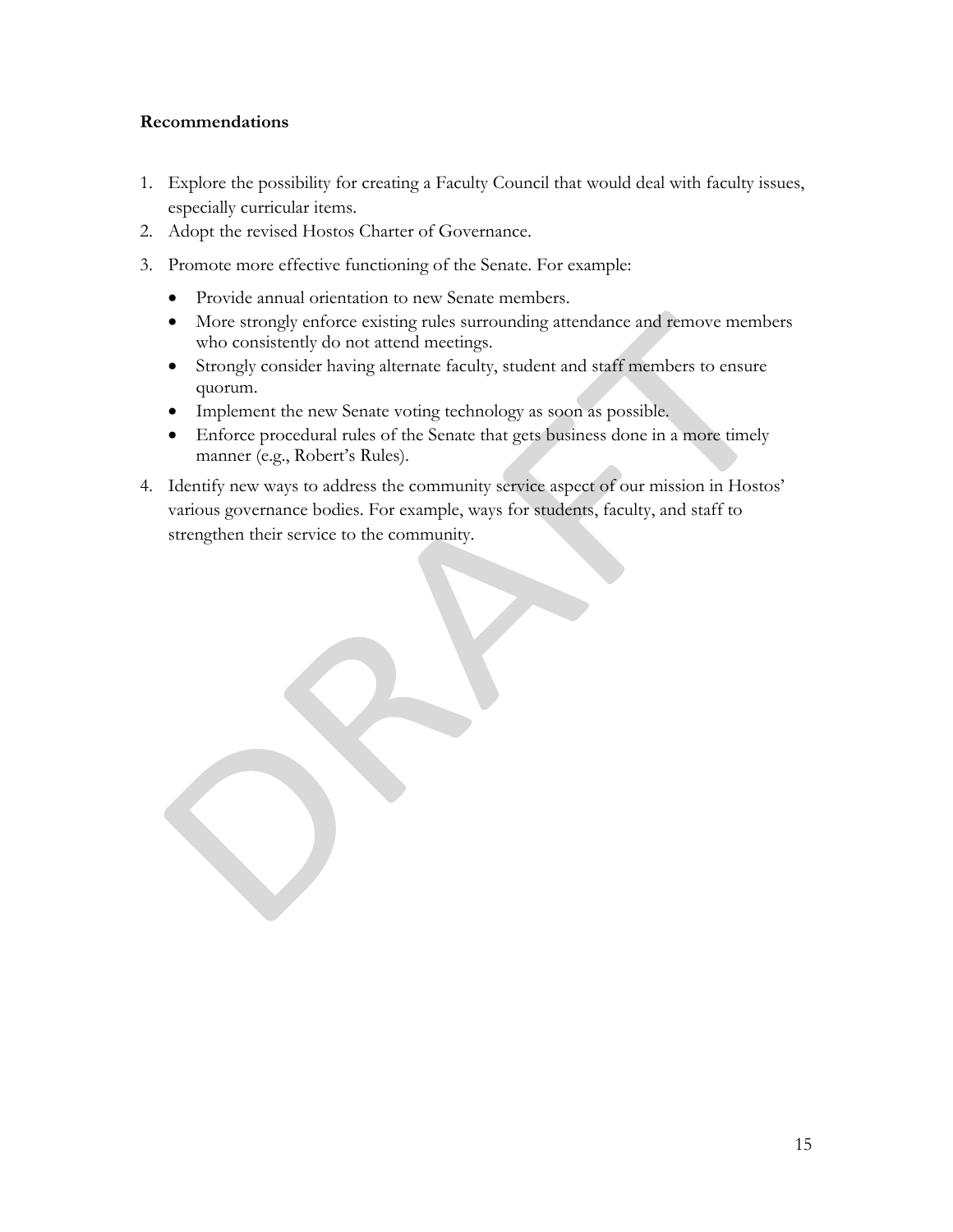**Recommendations**

1. Explore the possibility for creating a Faculty Council that would deal with faculty issues, especially curricular items.
2. Adopt the revised Hostos Charter of Governance.
3. Promote more effective functioning of the Senate. For example:
   - Provide annual orientation to new Senate members.
   - More strongly enforce existing rules surrounding attendance and remove members who consistently do not attend meetings.
   - Strongly consider having alternate faculty, student and staff members to ensure quorum.
   - Implement the new Senate voting technology as soon as possible.
   - Enforce procedural rules of the Senate that gets business done in a more timely manner (e.g., Robert's Rules).
4. Identify new ways to address the community service aspect of our mission in Hostos' various governance bodies. For example, ways for students, faculty, and staff to strengthen their service to the community.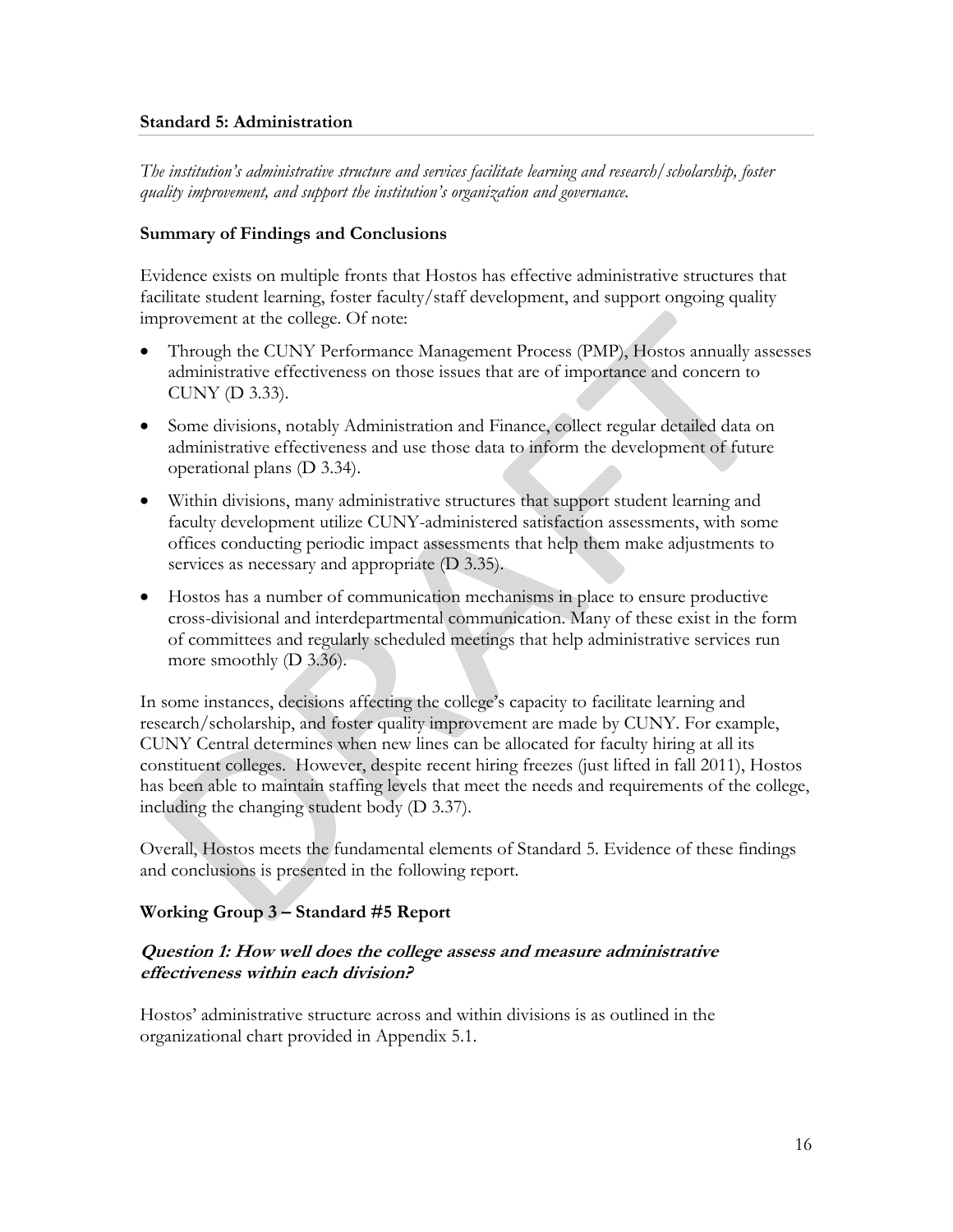### Standard 5: Administration

*The institution's administrative structure and services facilitate learning and research/scholarship, foster quality improvement, and support the institution's organization and governance.*

#### Summary of Findings and Conclusions

Evidence exists on multiple fronts that Hostos has effective administrative structures that facilitate student learning, foster faculty/staff development, and support ongoing quality improvement at the college. Of note:

- Through the CUNY Performance Management Process (PMP), Hostos annually assesses administrative effectiveness on those issues that are of importance and concern to CUNY (D 3.33).
- Some divisions, notably Administration and Finance, collect regular detailed data on administrative effectiveness and use those data to inform the development of future operational plans (D 3.34).
- Within divisions, many administrative structures that support student learning and faculty development utilize CUNY-administered satisfaction assessments, with some offices conducting periodic impact assessments that help them make adjustments to services as necessary and appropriate (D 3.35).
- Hostos has a number of communication mechanisms in place to ensure productive cross-divisional and interdepartmental communication. Many of these exist in the form of committees and regularly scheduled meetings that help administrative services run more smoothly (D 3.36).

In some instances, decisions affecting the college's capacity to facilitate learning and research/scholarship, and foster quality improvement are made by CUNY. For example, CUNY Central determines when new lines can be allocated for faculty hiring at all its constituent colleges. However, despite recent hiring freezes (just lifted in fall 2011), Hostos has been able to maintain staffing levels that meet the needs and requirements of the college, including the changing student body (D 3.37).

Overall, Hostos meets the fundamental elements of Standard 5. Evidence of these findings and conclusions is presented in the following report.

#### Working Group 3 – Standard #5 Report

##### *Question 1: How well does the college assess and measure administrative effectiveness within each division?*

Hostos' administrative structure across and within divisions is as outlined in the organizational chart provided in Appendix 5.1.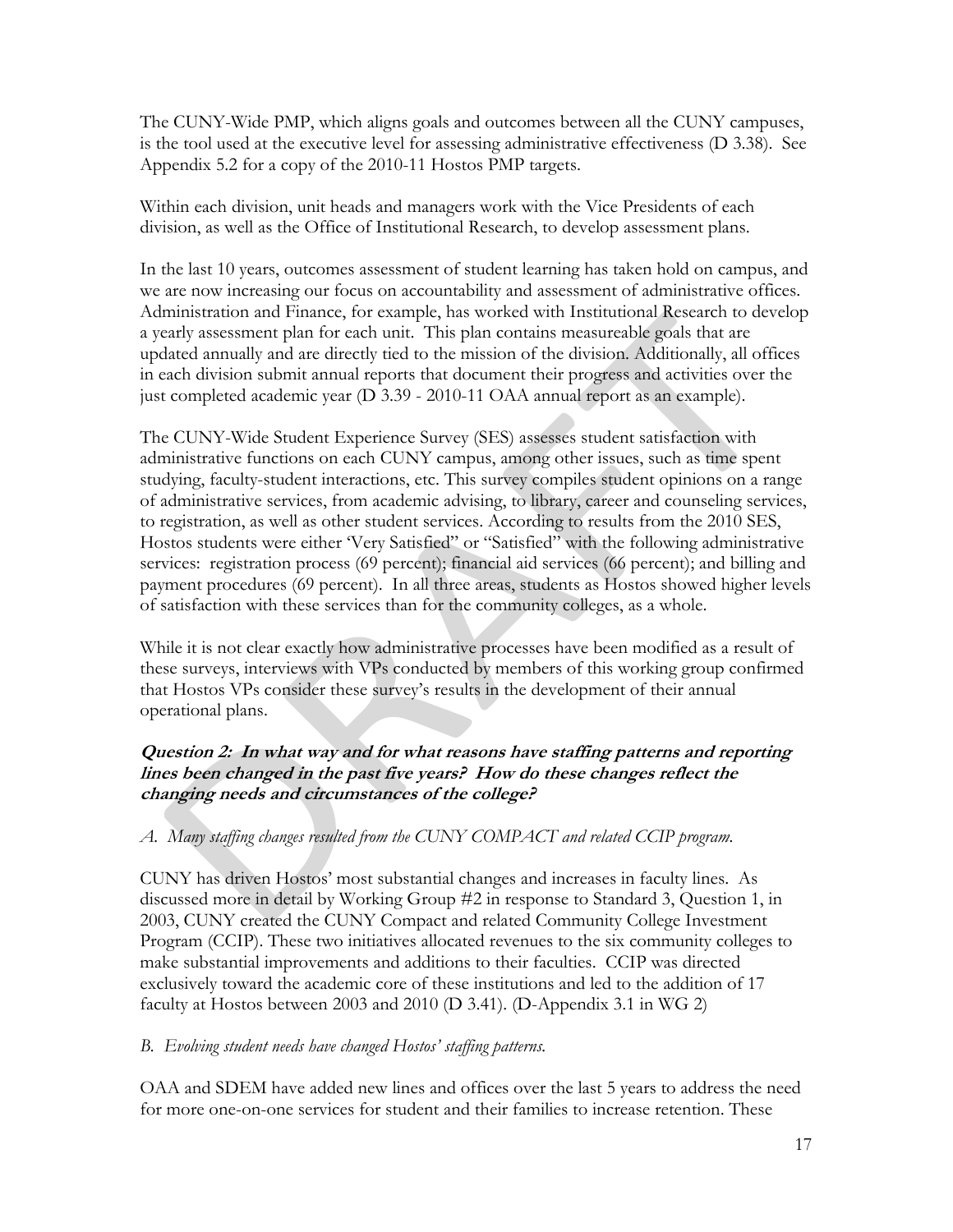The CUNY-Wide PMP, which aligns goals and outcomes between all the CUNY campuses, is the tool used at the executive level for assessing administrative effectiveness (D 3.38). See Appendix 5.2 for a copy of the 2010-11 Hostos PMP targets.

Within each division, unit heads and managers work with the Vice Presidents of each division, as well as the Office of Institutional Research, to develop assessment plans.

In the last 10 years, outcomes assessment of student learning has taken hold on campus, and we are now increasing our focus on accountability and assessment of administrative offices. Administration and Finance, for example, has worked with Institutional Research to develop a yearly assessment plan for each unit. This plan contains measureable goals that are updated annually and are directly tied to the mission of the division. Additionally, all offices in each division submit annual reports that document their progress and activities over the just completed academic year (D 3.39 - 2010-11 OAA annual report as an example).

The CUNY-Wide Student Experience Survey (SES) assesses student satisfaction with administrative functions on each CUNY campus, among other issues, such as time spent studying, faculty-student interactions, etc. This survey compiles student opinions on a range of administrative services, from academic advising, to library, career and counseling services, to registration, as well as other student services. According to results from the 2010 SES, Hostos students were either 'Very Satisfied" or "Satisfied" with the following administrative services: registration process (69 percent); financial aid services (66 percent); and billing and payment procedures (69 percent). In all three areas, students as Hostos showed higher levels of satisfaction with these services than for the community colleges, as a whole.

While it is not clear exactly how administrative processes have been modified as a result of these surveys, interviews with VPs conducted by members of this working group confirmed that Hostos VPs consider these survey's results in the development of their annual operational plans.

***Question 2: In what way and for what reasons have staffing patterns and reporting lines been changed in the past five years? How do these changes reflect the changing needs and circumstances of the college?***

*A. Many staffing changes resulted from the CUNY COMPACT and related CCIP program.*

CUNY has driven Hostos' most substantial changes and increases in faculty lines. As discussed more in detail by Working Group #2 in response to Standard 3, Question 1, in 2003, CUNY created the CUNY Compact and related Community College Investment Program (CCIP). These two initiatives allocated revenues to the six community colleges to make substantial improvements and additions to their faculties. CCIP was directed exclusively toward the academic core of these institutions and led to the addition of 17 faculty at Hostos between 2003 and 2010 (D 3.41). (D-Appendix 3.1 in WG 2)

*B. Evolving student needs have changed Hostos' staffing patterns.*

OAA and SDEM have added new lines and offices over the last 5 years to address the need for more one-on-one services for student and their families to increase retention. These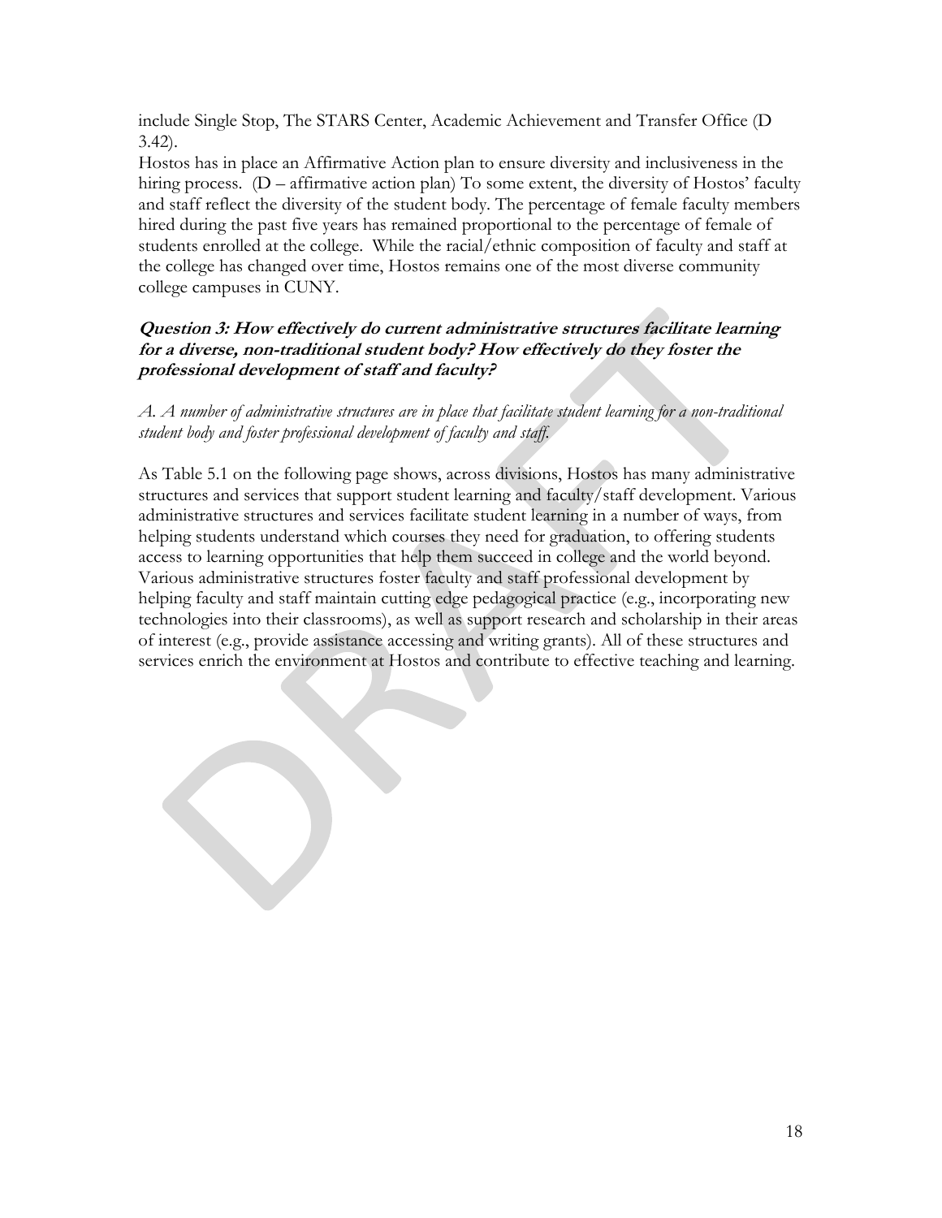include Single Stop, The STARS Center, Academic Achievement and Transfer Office (D 3.42).

Hostos has in place an Affirmative Action plan to ensure diversity and inclusiveness in the hiring process. (D – affirmative action plan) To some extent, the diversity of Hostos' faculty and staff reflect the diversity of the student body. The percentage of female faculty members hired during the past five years has remained proportional to the percentage of female of students enrolled at the college. While the racial/ethnic composition of faculty and staff at the college has changed over time, Hostos remains one of the most diverse community college campuses in CUNY.

### *Question 3: How effectively do current administrative structures facilitate learning for a diverse, non-traditional student body? How effectively do they foster the professional development of staff and faculty?*

*A. A number of administrative structures are in place that facilitate student learning for a non-traditional student body and foster professional development of faculty and staff.*

As Table 5.1 on the following page shows, across divisions, Hostos has many administrative structures and services that support student learning and faculty/staff development. Various administrative structures and services facilitate student learning in a number of ways, from helping students understand which courses they need for graduation, to offering students access to learning opportunities that help them succeed in college and the world beyond. Various administrative structures foster faculty and staff professional development by helping faculty and staff maintain cutting edge pedagogical practice (e.g., incorporating new technologies into their classrooms), as well as support research and scholarship in their areas of interest (e.g., provide assistance accessing and writing grants). All of these structures and services enrich the environment at Hostos and contribute to effective teaching and learning.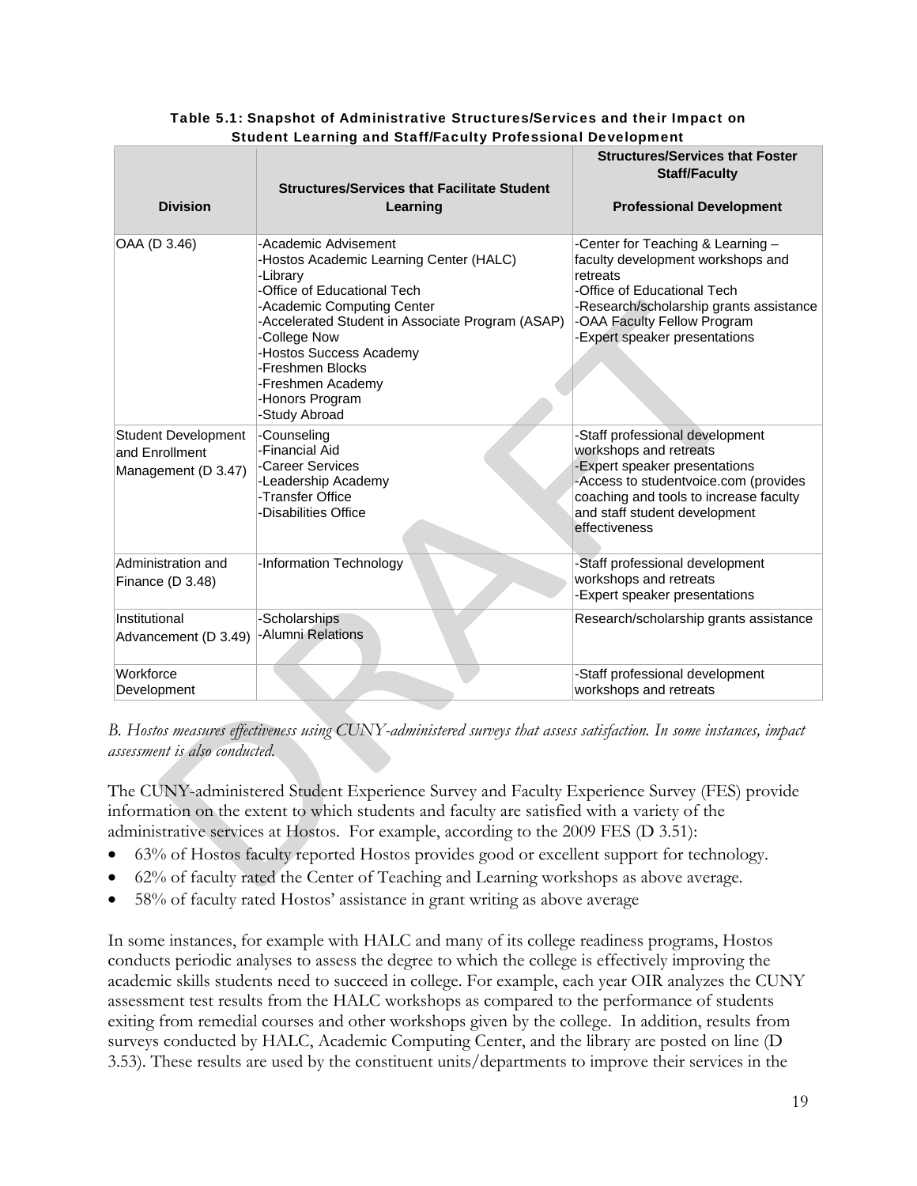**Table 5.1: Snapshot of Administrative Structures/Services and their Impact on Student Learning and Staff/Faculty Professional Development**

| Division | Structures/Services that Facilitate Student Learning | Structures/Services that Foster Staff/Faculty Professional Development |
|---|---|---|
| OAA (D 3.46) | -Academic Advisement<br>-Hostos Academic Learning Center (HALC)<br>-Library<br>-Office of Educational Tech<br>-Academic Computing Center<br>-Accelerated Student in Associate Program (ASAP)<br>-College Now<br>-Hostos Success Academy<br>-Freshmen Blocks<br>-Freshmen Academy<br>-Honors Program<br>-Study Abroad | -Center for Teaching & Learning – faculty development workshops and retreats<br>-Office of Educational Tech<br>-Research/scholarship grants assistance<br>-OAA Faculty Fellow Program<br>-Expert speaker presentations |
| Student Development and Enrollment Management (D 3.47) | -Counseling<br>-Financial Aid<br>-Career Services<br>-Leadership Academy<br>-Transfer Office<br>-Disabilities Office | -Staff professional development workshops and retreats<br>-Expert speaker presentations<br>-Access to studentvoice.com (provides coaching and tools to increase faculty and staff student development effectiveness |
| Administration and Finance (D 3.48) | -Information Technology | -Staff professional development workshops and retreats<br>-Expert speaker presentations |
| Institutional Advancement (D 3.49) | -Scholarships<br>-Alumni Relations | Research/scholarship grants assistance |
| Workforce Development | | -Staff professional development workshops and retreats |

*B. Hostos measures effectiveness using CUNY-administered surveys that assess satisfaction. In some instances, impact assessment is also conducted.*

The CUNY-administered Student Experience Survey and Faculty Experience Survey (FES) provide information on the extent to which students and faculty are satisfied with a variety of the administrative services at Hostos. For example, according to the 2009 FES (D 3.51):

- 63% of Hostos faculty reported Hostos provides good or excellent support for technology.
- 62% of faculty rated the Center of Teaching and Learning workshops as above average.
- 58% of faculty rated Hostos' assistance in grant writing as above average

In some instances, for example with HALC and many of its college readiness programs, Hostos conducts periodic analyses to assess the degree to which the college is effectively improving the academic skills students need to succeed in college. For example, each year OIR analyzes the CUNY assessment test results from the HALC workshops as compared to the performance of students exiting from remedial courses and other workshops given by the college. In addition, results from surveys conducted by HALC, Academic Computing Center, and the library are posted on line (D 3.53). These results are used by the constituent units/departments to improve their services in the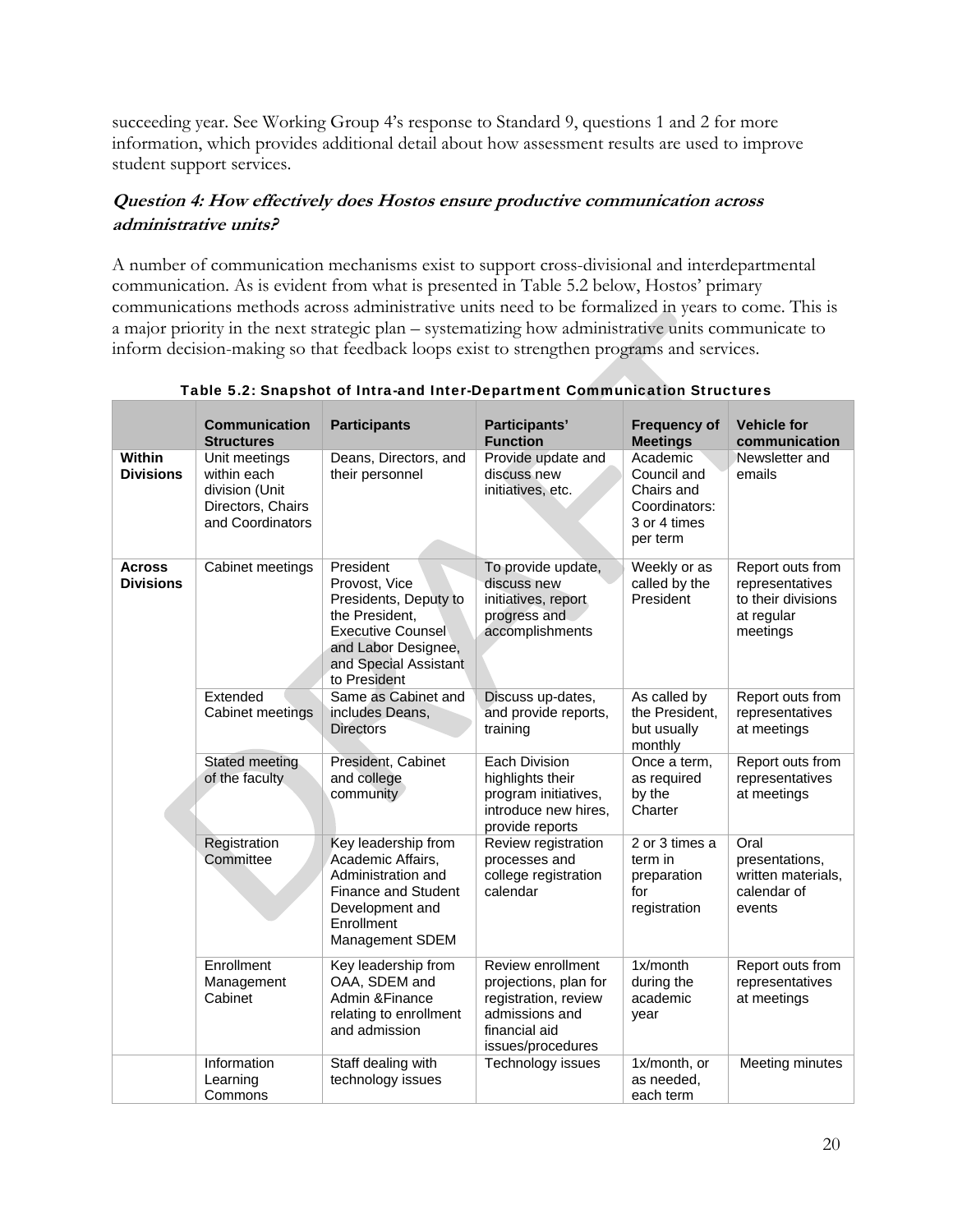succeeding year. See Working Group 4's response to Standard 9, questions 1 and 2 for more information, which provides additional detail about how assessment results are used to improve student support services.

### ***Question 4: How effectively does Hostos ensure productive communication across administrative units?***

A number of communication mechanisms exist to support cross-divisional and interdepartmental communication. As is evident from what is presented in Table 5.2 below, Hostos' primary communications methods across administrative units need to be formalized in years to come. This is a major priority in the next strategic plan – systematizing how administrative units communicate to inform decision-making so that feedback loops exist to strengthen programs and services.

**Table 5.2: Snapshot of Intra-and Inter-Department Communication Structures**

| | Communication Structures | Participants | Participants' Function | Frequency of Meetings | Vehicle for communication |
|---|---|---|---|---|---|
| **Within Divisions** | Unit meetings within each division (Unit Directors, Chairs and Coordinators | Deans, Directors, and their personnel | Provide update and discuss new initiatives, etc. | Academic Council and Chairs and Coordinators: 3 or 4 times per term | Newsletter and emails |
| **Across Divisions** | Cabinet meetings | President Provost, Vice Presidents, Deputy to the President, Executive Counsel and Labor Designee, and Special Assistant to President | To provide update, discuss new initiatives, report progress and accomplishments | Weekly or as called by the President | Report outs from representatives to their divisions at regular meetings |
| | Extended Cabinet meetings | Same as Cabinet and includes Deans, Directors | Discuss up-dates, and provide reports, training | As called by the President, but usually monthly | Report outs from representatives at meetings |
| | Stated meeting of the faculty | President, Cabinet and college community | Each Division highlights their program initiatives, introduce new hires, provide reports | Once a term, as required by the Charter | Report outs from representatives at meetings |
| | Registration Committee | Key leadership from Academic Affairs, Administration and Finance and Student Development and Enrollment Management SDEM | Review registration processes and college registration calendar | 2 or 3 times a term in preparation for registration | Oral presentations, written materials, calendar of events |
| | Enrollment Management Cabinet | Key leadership from OAA, SDEM and Admin &Finance relating to enrollment and admission | Review enrollment projections, plan for registration, review admissions and financial aid issues/procedures | 1x/month during the academic year | Report outs from representatives at meetings |
| | Information Learning Commons | Staff dealing with technology issues | Technology issues | 1x/month, or as needed, each term | Meeting minutes |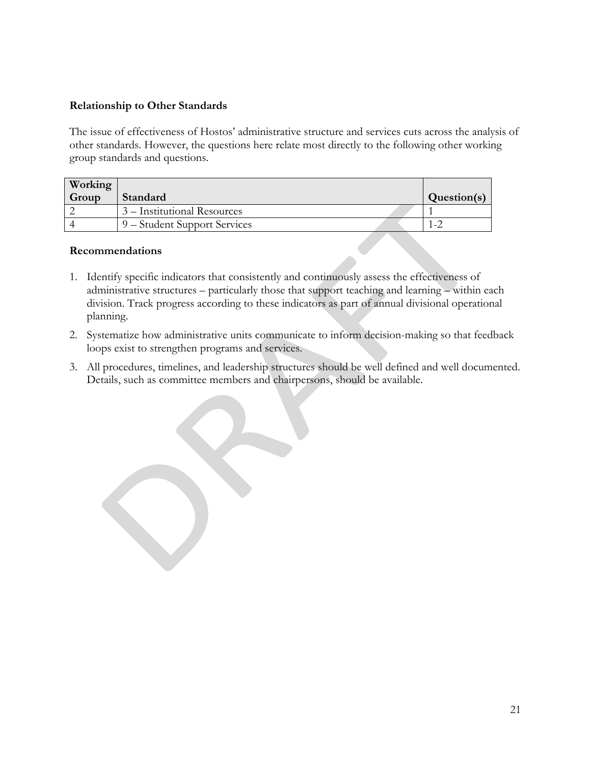### Relationship to Other Standards

The issue of effectiveness of Hostos' administrative structure and services cuts across the analysis of other standards. However, the questions here relate most directly to the following other working group standards and questions.

| Working Group | Standard | Question(s) |
|---|---|---|
| 2 | 3 – Institutional Resources | 1 |
| 4 | 9 – Student Support Services | 1-2 |

### Recommendations

1. Identify specific indicators that consistently and continuously assess the effectiveness of administrative structures – particularly those that support teaching and learning – within each division. Track progress according to these indicators as part of annual divisional operational planning.
2. Systematize how administrative units communicate to inform decision-making so that feedback loops exist to strengthen programs and services.
3. All procedures, timelines, and leadership structures should be well defined and well documented. Details, such as committee members and chairpersons, should be available.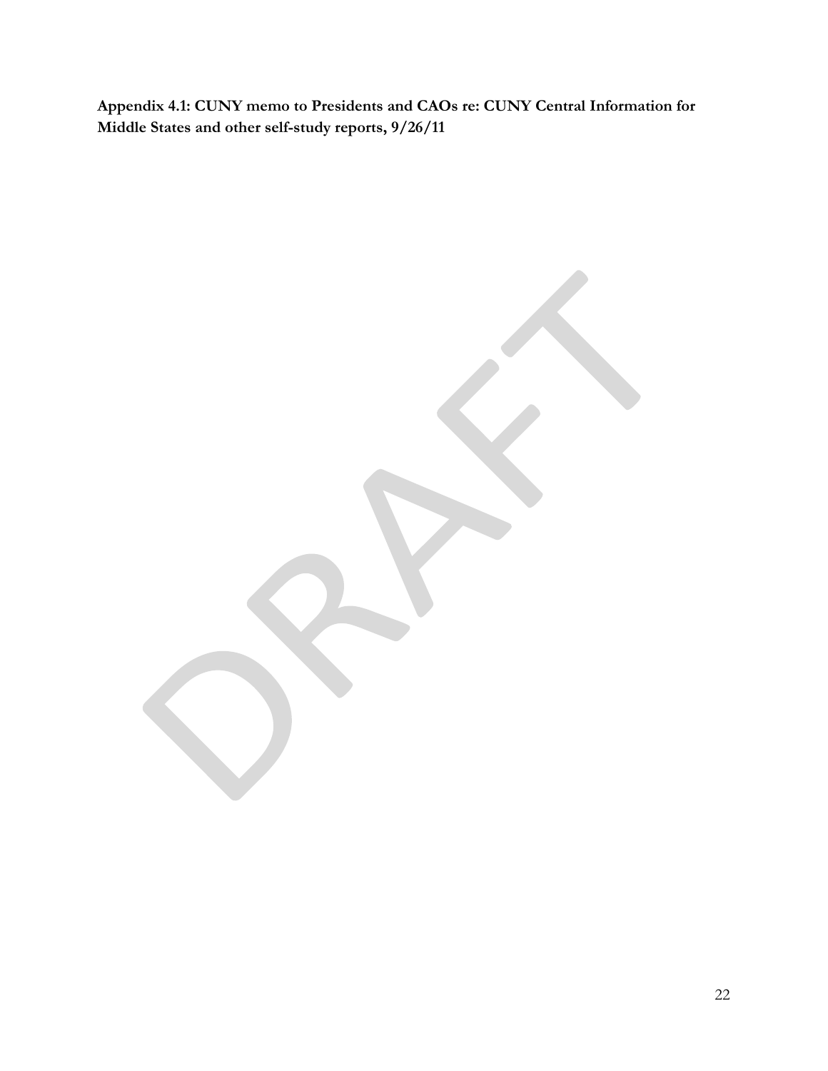**Appendix 4.1: CUNY memo to Presidents and CAOs re: CUNY Central Information for Middle States and other self-study reports, 9/26/11**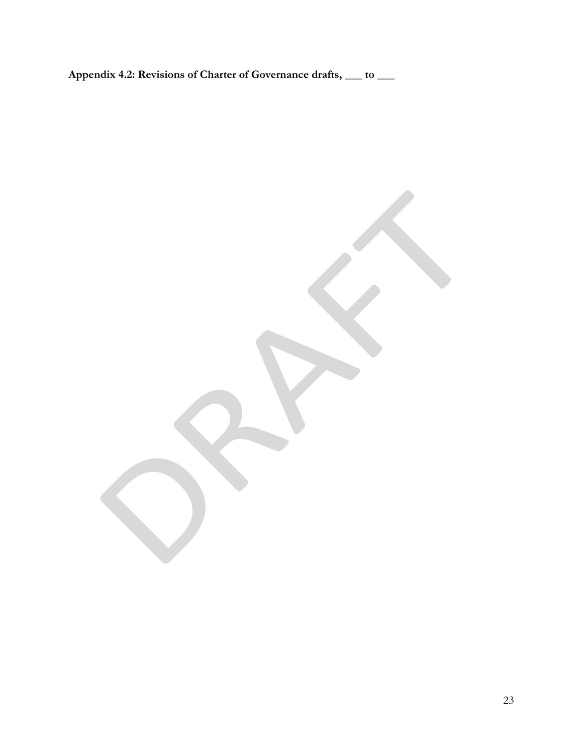**Appendix 4.2: Revisions of Charter of Governance drafts, ___ to ___**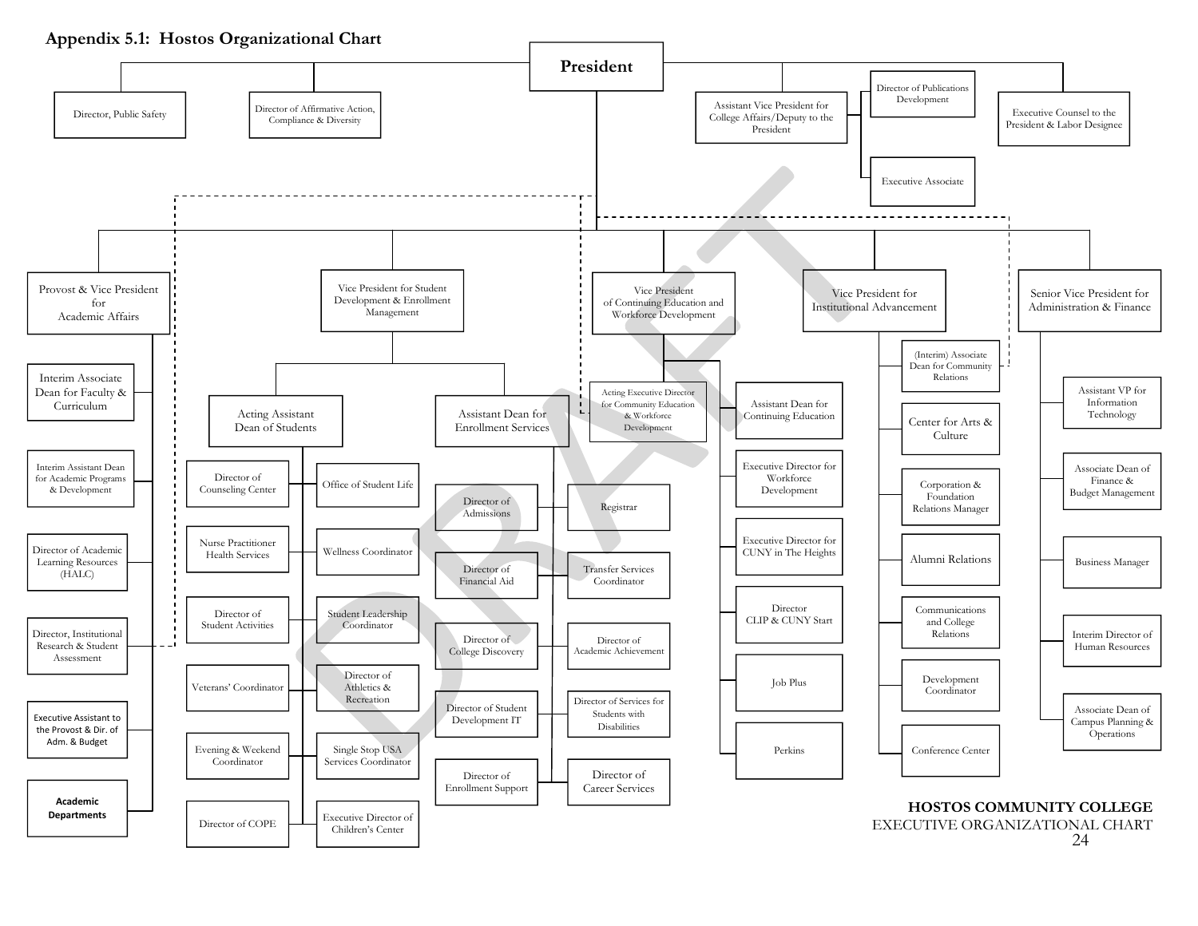## Appendix 5.1: Hostos Organizational Chart

**President**

- Director, Public Safety
- Director of Affirmative Action, Compliance & Diversity
- Assistant Vice President for College Affairs/Deputy to the President
  - Director of Publications Development
  - Executive Associate
- Executive Counsel to the President & Labor Designee

**Provost & Vice President for Academic Affairs**

- Interim Associate Dean for Faculty & Curriculum
- Interim Assistant Dean for Academic Programs & Development
- Director of Academic Learning Resources (HALC)
- Director, Institutional Research & Student Assessment
- Executive Assistant to the Provost & Dir. of Adm. & Budget
- Academic Departments

**Vice President for Student Development & Enrollment Management**

- Acting Assistant Dean of Students
  - Director of Counseling Center
  - Office of Student Life
  - Nurse Practitioner Health Services
  - Wellness Coordinator
  - Director of Student Activities
  - Student Leadership Coordinator
  - Veterans' Coordinator
  - Director of Athletics & Recreation
  - Evening & Weekend Coordinator
  - Single Stop USA Services Coordinator
  - Director of COPE
  - Executive Director of Children's Center
- Assistant Dean for Enrollment Services
  - Director of Admissions
  - Registrar
  - Director of Financial Aid
  - Transfer Services Coordinator
  - Director of College Discovery
  - Director of Academic Achievement
  - Director of Student Development IT
  - Director of Services for Students with Disabilities
  - Director of Enrollment Support
  - Director of Career Services

**Vice President of Continuing Education and Workforce Development**

- Acting Executive Director for Community Education & Workforce Development
- Assistant Dean for Continuing Education
- Executive Director for Workforce Development
- Executive Director for CUNY in The Heights
- Director CLIP & CUNY Start
- Job Plus
- Perkins

**Vice President for Institutional Advancement**

- (Interim) Associate Dean for Community Relations
- Center for Arts & Culture
- Corporation & Foundation Relations Manager
- Alumni Relations
- Communications and College Relations
- Development Coordinator
- Conference Center

**Senior Vice President for Administration & Finance**

- Assistant VP for Information Technology
- Associate Dean of Finance & Budget Management
- Business Manager
- Interim Director of Human Resources
- Associate Dean of Campus Planning & Operations

DRAFT

**HOSTOS COMMUNITY COLLEGE**
EXECUTIVE ORGANIZATIONAL CHART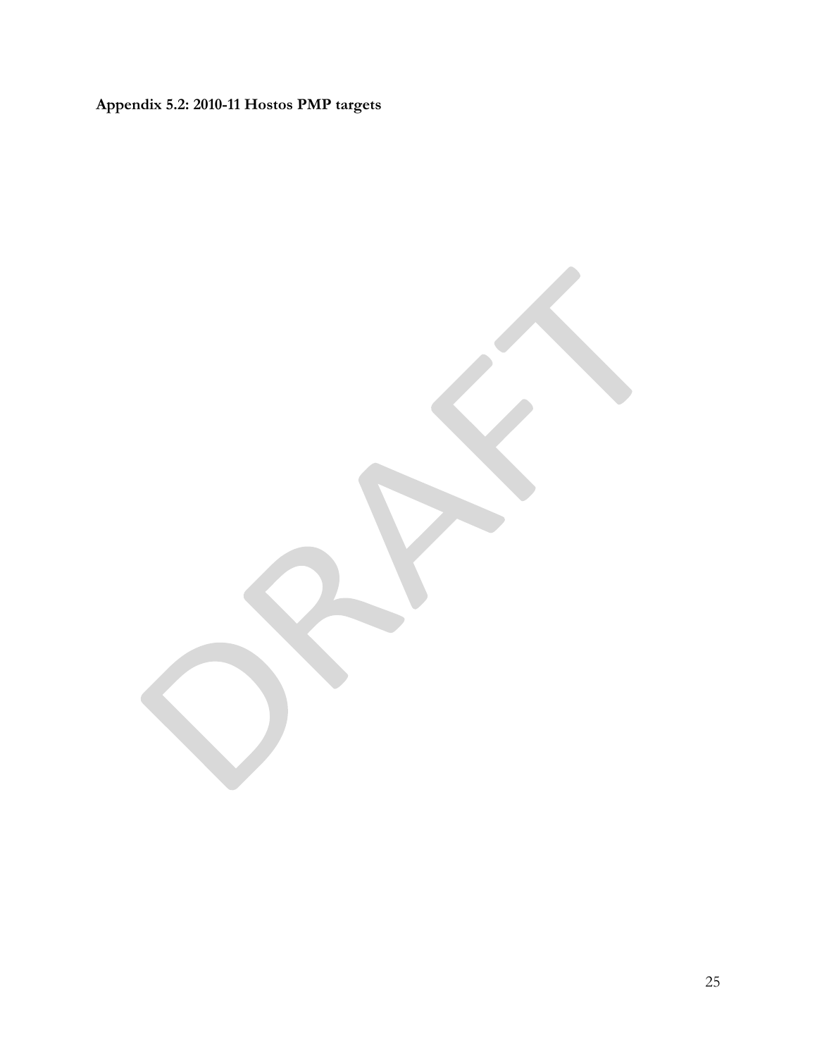**Appendix 5.2: 2010-11 Hostos PMP targets**